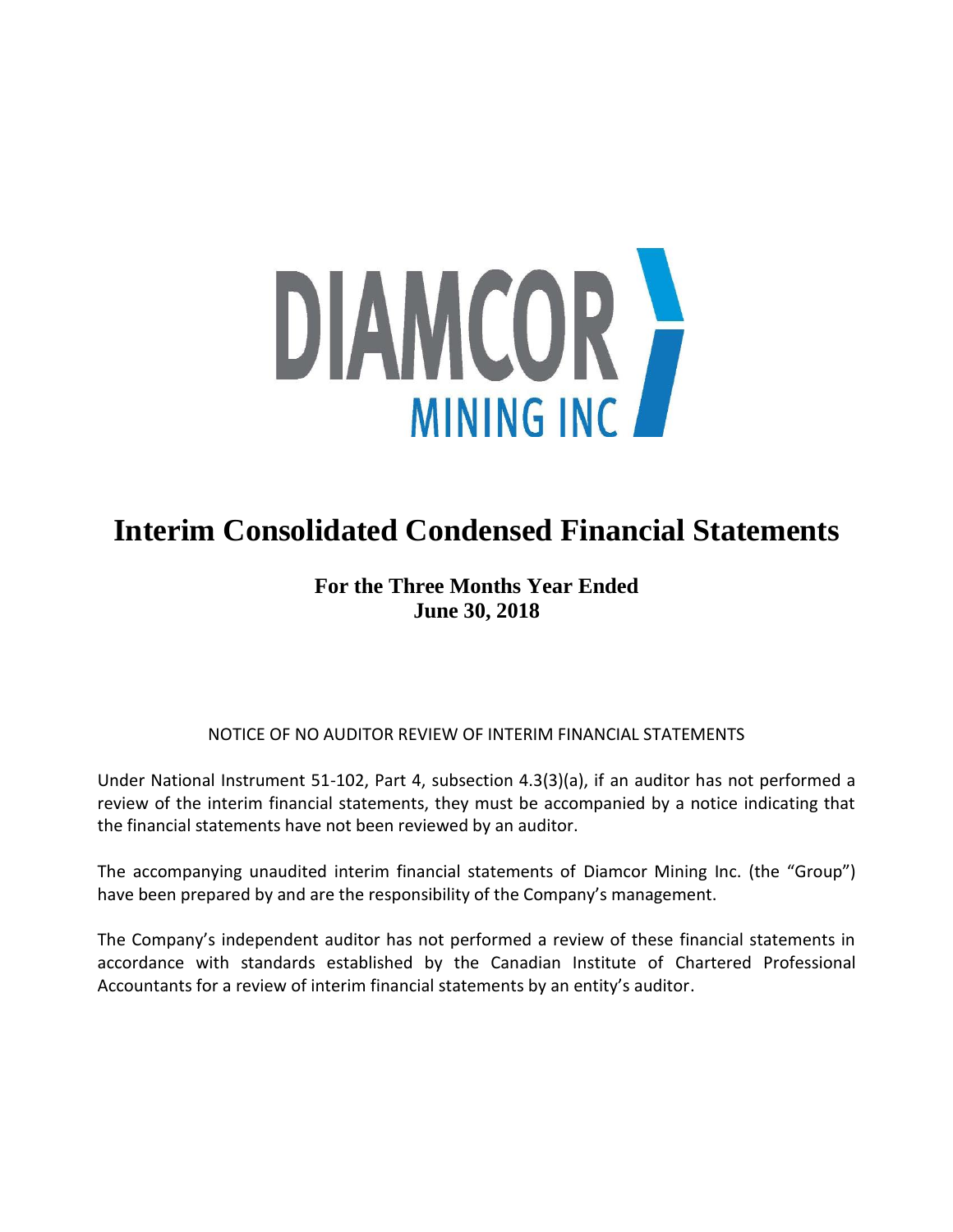DIAMCOR MINING INC

# Interim Consolidated Condensed Financial Statements

**For the Three Months Year Ended**
**June 30, 2018**

NOTICE OF NO AUDITOR REVIEW OF INTERIM FINANCIAL STATEMENTS

Under National Instrument 51-102, Part 4, subsection 4.3(3)(a), if an auditor has not performed a review of the interim financial statements, they must be accompanied by a notice indicating that the financial statements have not been reviewed by an auditor.

The accompanying unaudited interim financial statements of Diamcor Mining Inc. (the "Group") have been prepared by and are the responsibility of the Company's management.

The Company's independent auditor has not performed a review of these financial statements in accordance with standards established by the Canadian Institute of Chartered Professional Accountants for a review of interim financial statements by an entity's auditor.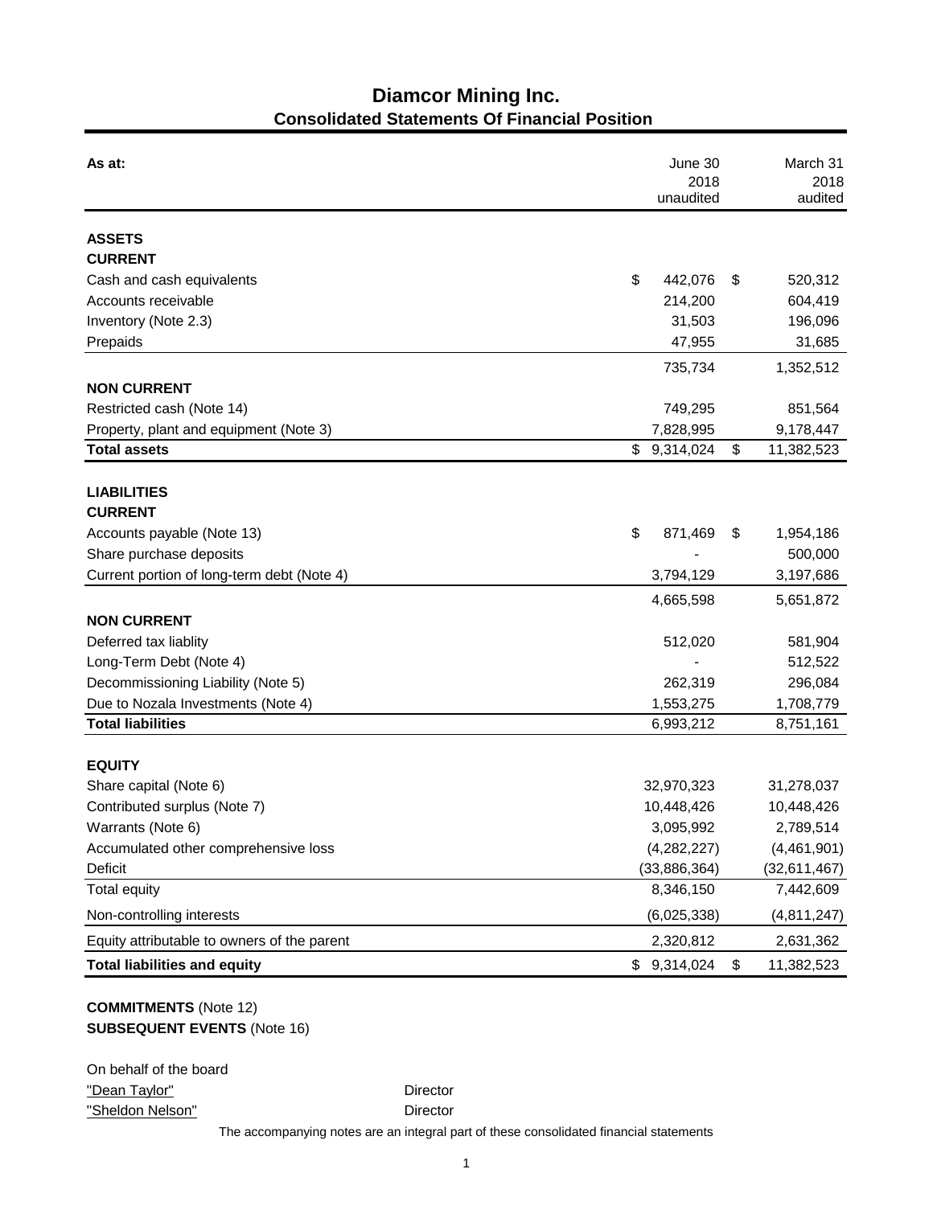# Diamcor Mining Inc.

## Consolidated Statements Of Financial Position

| As at: | June 30 2018 unaudited | March 31 2018 audited |
|---|---|---|
| **ASSETS** | | |
| **CURRENT** | | |
| Cash and cash equivalents | $ 442,076 | $ 520,312 |
| Accounts receivable | 214,200 | 604,419 |
| Inventory (Note 2.3) | 31,503 | 196,096 |
| Prepaids | 47,955 | 31,685 |
| | 735,734 | 1,352,512 |
| **NON CURRENT** | | |
| Restricted cash (Note 14) | 749,295 | 851,564 |
| Property, plant and equipment (Note 3) | 7,828,995 | 9,178,447 |
| **Total assets** | $ 9,314,024 | $ 11,382,523 |
| **LIABILITIES** | | |
| **CURRENT** | | |
| Accounts payable (Note 13) | $ 871,469 | $ 1,954,186 |
| Share purchase deposits | - | 500,000 |
| Current portion of long-term debt (Note 4) | 3,794,129 | 3,197,686 |
| | 4,665,598 | 5,651,872 |
| **NON CURRENT** | | |
| Deferred tax liablity | 512,020 | 581,904 |
| Long-Term Debt (Note 4) | - | 512,522 |
| Decommissioning Liability (Note 5) | 262,319 | 296,084 |
| Due to Nozala Investments (Note 4) | 1,553,275 | 1,708,779 |
| **Total liabilities** | 6,993,212 | 8,751,161 |
| **EQUITY** | | |
| Share capital (Note 6) | 32,970,323 | 31,278,037 |
| Contributed surplus (Note 7) | 10,448,426 | 10,448,426 |
| Warrants (Note 6) | 3,095,992 | 2,789,514 |
| Accumulated other comprehensive loss | (4,282,227) | (4,461,901) |
| Deficit | (33,886,364) | (32,611,467) |
| Total equity | 8,346,150 | 7,442,609 |
| Non-controlling interests | (6,025,338) | (4,811,247) |
| Equity attributable to owners of the parent | 2,320,812 | 2,631,362 |
| **Total liabilities and equity** | $ 9,314,024 | $ 11,382,523 |

**COMMITMENTS** (Note 12)
**SUBSEQUENT EVENTS** (Note 16)

On behalf of the board

"Dean Taylor" Director

"Sheldon Nelson" Director

The accompanying notes are an integral part of these consolidated financial statements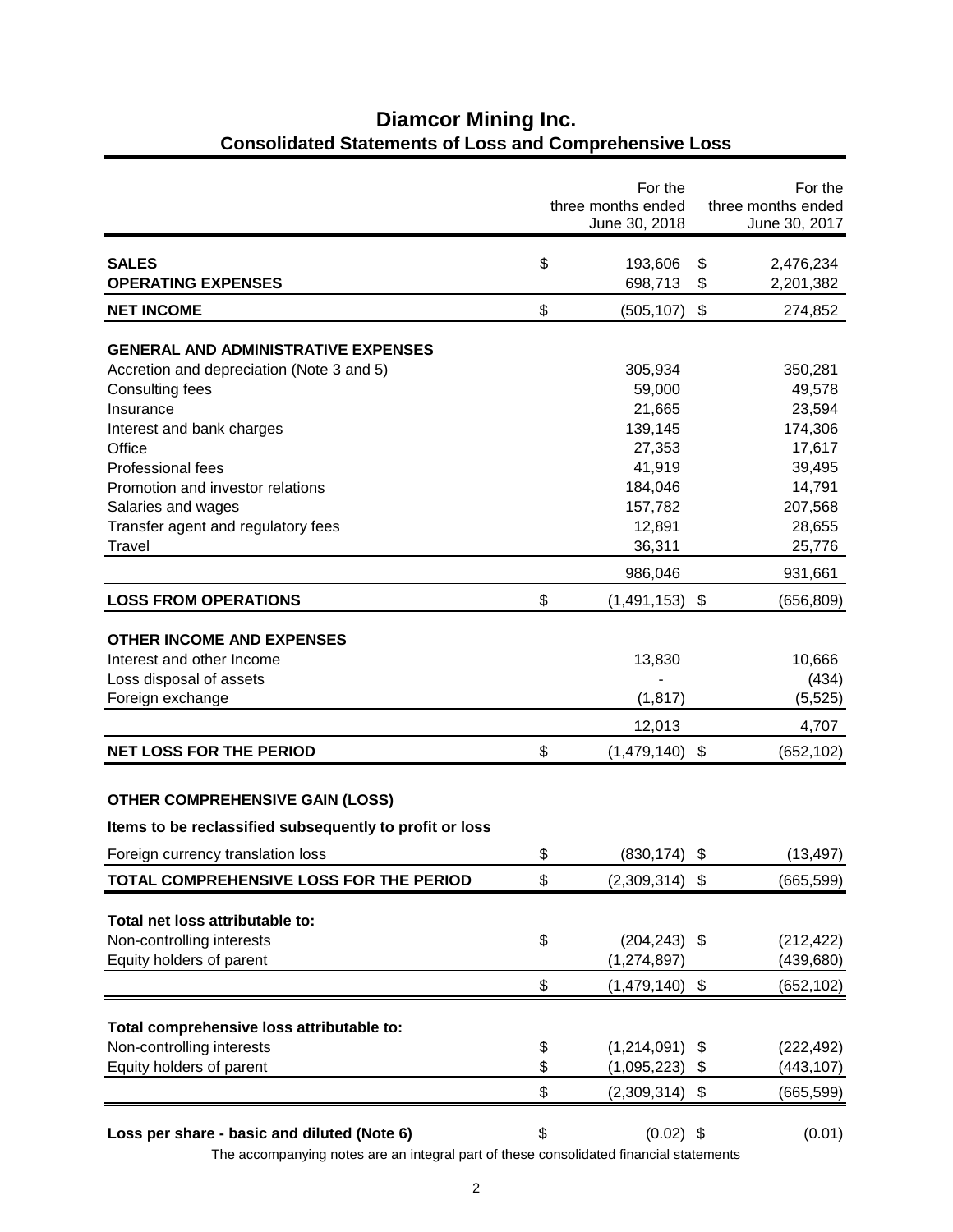# Diamcor Mining Inc.

## Consolidated Statements of Loss and Comprehensive Loss

| | For the three months ended June 30, 2018 | For the three months ended June 30, 2017 |
|---|---|---|
| **SALES** | $ 193,606 | $ 2,476,234 |
| **OPERATING EXPENSES** | 698,713 | $ 2,201,382 |
| **NET INCOME** | $ (505,107) | $ 274,852 |
| **GENERAL AND ADMINISTRATIVE EXPENSES** | | |
| Accretion and depreciation (Note 3 and 5) | 305,934 | 350,281 |
| Consulting fees | 59,000 | 49,578 |
| Insurance | 21,665 | 23,594 |
| Interest and bank charges | 139,145 | 174,306 |
| Office | 27,353 | 17,617 |
| Professional fees | 41,919 | 39,495 |
| Promotion and investor relations | 184,046 | 14,791 |
| Salaries and wages | 157,782 | 207,568 |
| Transfer agent and regulatory fees | 12,891 | 28,655 |
| Travel | 36,311 | 25,776 |
| | 986,046 | 931,661 |
| **LOSS FROM OPERATIONS** | $ (1,491,153) | $ (656,809) |
| **OTHER INCOME AND EXPENSES** | | |
| Interest and other Income | 13,830 | 10,666 |
| Loss disposal of assets | - | (434) |
| Foreign exchange | (1,817) | (5,525) |
| | 12,013 | 4,707 |
| **NET LOSS FOR THE PERIOD** | $ (1,479,140) | $ (652,102) |
| **OTHER COMPREHENSIVE GAIN (LOSS)** | | |
| **Items to be reclassified subsequently to profit or loss** | | |
| Foreign currency translation loss | $ (830,174) | $ (13,497) |
| **TOTAL COMPREHENSIVE LOSS FOR THE PERIOD** | $ (2,309,314) | $ (665,599) |
| **Total net loss attributable to:** | | |
| Non-controlling interests | $ (204,243) | $ (212,422) |
| Equity holders of parent | (1,274,897) | (439,680) |
| | $ (1,479,140) | $ (652,102) |
| **Total comprehensive loss attributable to:** | | |
| Non-controlling interests | $ (1,214,091) | $ (222,492) |
| Equity holders of parent | $ (1,095,223) | $ (443,107) |
| | $ (2,309,314) | $ (665,599) |
| **Loss per share - basic and diluted (Note 6)** | $ (0.02) | $ (0.01) |

The accompanying notes are an integral part of these consolidated financial statements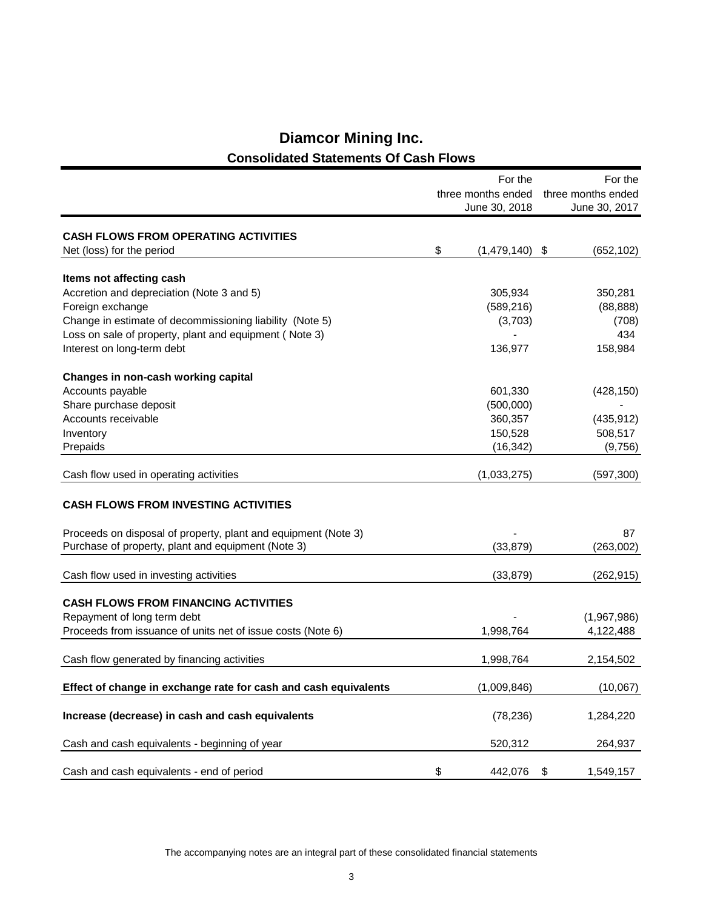# Diamcor Mining Inc.

## Consolidated Statements Of Cash Flows

| | For the three months ended June 30, 2018 | For the three months ended June 30, 2017 |
|---|---|---|
| **CASH FLOWS FROM OPERATING ACTIVITIES** | | |
| Net (loss) for the period | $ (1,479,140) | $ (652,102) |
| **Items not affecting cash** | | |
| Accretion and depreciation (Note 3 and 5) | 305,934 | 350,281 |
| Foreign exchange | (589,216) | (88,888) |
| Change in estimate of decommissioning liability (Note 5) | (3,703) | (708) |
| Loss on sale of property, plant and equipment ( Note 3) | - | 434 |
| Interest on long-term debt | 136,977 | 158,984 |
| **Changes in non-cash working capital** | | |
| Accounts payable | 601,330 | (428,150) |
| Share purchase deposit | (500,000) | - |
| Accounts receivable | 360,357 | (435,912) |
| Inventory | 150,528 | 508,517 |
| Prepaids | (16,342) | (9,756) |
| Cash flow used in operating activities | (1,033,275) | (597,300) |
| **CASH FLOWS FROM INVESTING ACTIVITIES** | | |
| Proceeds on disposal of property, plant and equipment (Note 3) | - | 87 |
| Purchase of property, plant and equipment (Note 3) | (33,879) | (263,002) |
| Cash flow used in investing activities | (33,879) | (262,915) |
| **CASH FLOWS FROM FINANCING ACTIVITIES** | | |
| Repayment of long term debt | - | (1,967,986) |
| Proceeds from issuance of units net of issue costs (Note 6) | 1,998,764 | 4,122,488 |
| Cash flow generated by financing activities | 1,998,764 | 2,154,502 |
| **Effect of change in exchange rate for cash and cash equivalents** | (1,009,846) | (10,067) |
| **Increase (decrease) in cash and cash equivalents** | (78,236) | 1,284,220 |
| Cash and cash equivalents - beginning of year | 520,312 | 264,937 |
| Cash and cash equivalents - end of period | $ 442,076 | $ 1,549,157 |

The accompanying notes are an integral part of these consolidated financial statements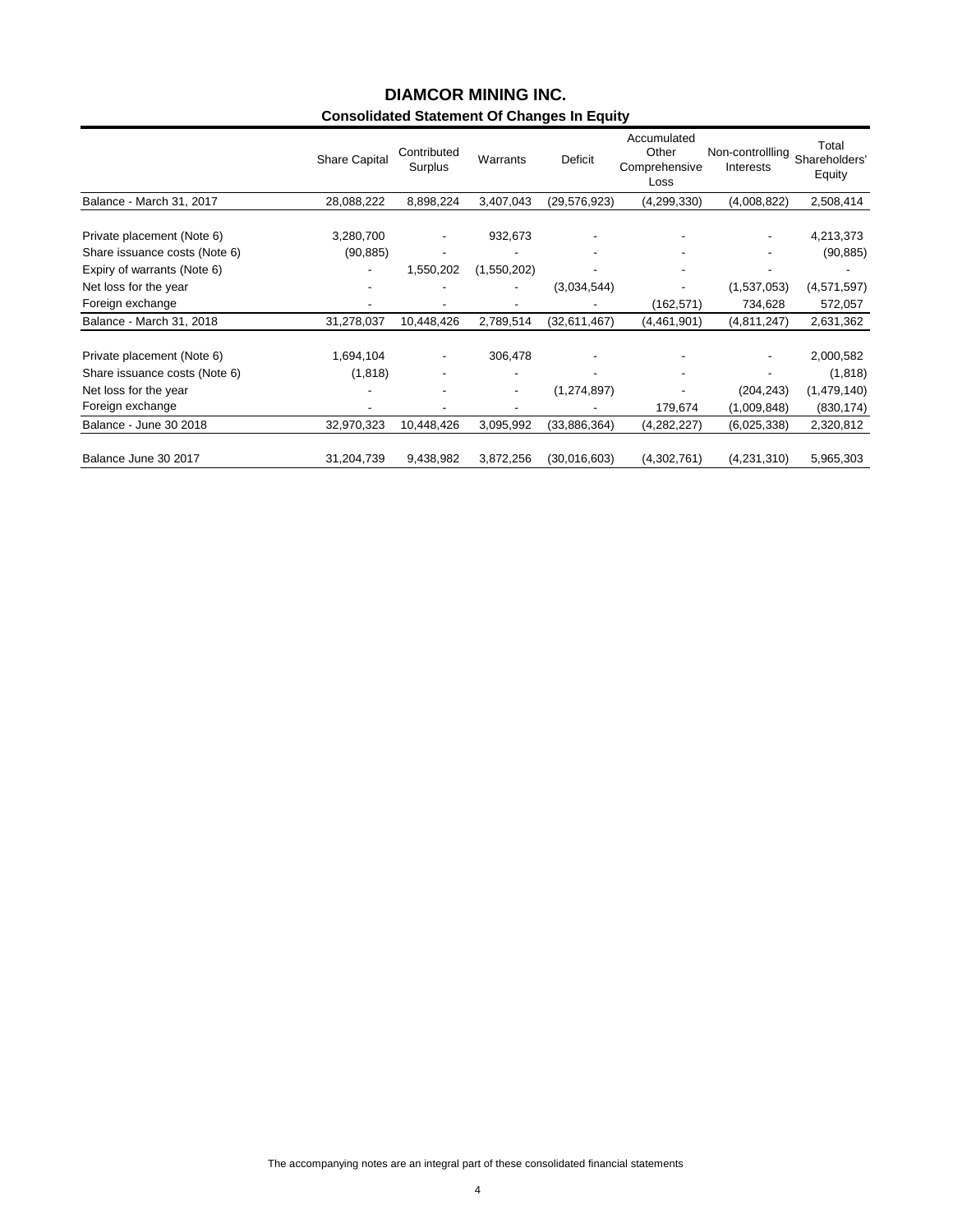# DIAMCOR MINING INC.

## Consolidated Statement Of Changes In Equity

| | Share Capital | Contributed Surplus | Warrants | Deficit | Accumulated Other Comprehensive Loss | Non-controllling Interests | Total Shareholders' Equity |
|---|---|---|---|---|---|---|---|
| Balance - March 31, 2017 | 28,088,222 | 8,898,224 | 3,407,043 | (29,576,923) | (4,299,330) | (4,008,822) | 2,508,414 |
| Private placement (Note 6) | 3,280,700 | - | 932,673 | - | - | - | 4,213,373 |
| Share issuance costs (Note 6) | (90,885) | - | - | - | - | - | (90,885) |
| Expiry of warrants (Note 6) | - | 1,550,202 | (1,550,202) | - | - | - | - |
| Net loss for the year | - | - | - | (3,034,544) | - | (1,537,053) | (4,571,597) |
| Foreign exchange | - | - | - | - | (162,571) | 734,628 | 572,057 |
| Balance - March 31, 2018 | 31,278,037 | 10,448,426 | 2,789,514 | (32,611,467) | (4,461,901) | (4,811,247) | 2,631,362 |
| Private placement (Note 6) | 1,694,104 | - | 306,478 | - | - | - | 2,000,582 |
| Share issuance costs (Note 6) | (1,818) | - | - | - | - | - | (1,818) |
| Net loss for the year | - | - | - | (1,274,897) | - | (204,243) | (1,479,140) |
| Foreign exchange | - | - | - | - | 179,674 | (1,009,848) | (830,174) |
| Balance - June 30 2018 | 32,970,323 | 10,448,426 | 3,095,992 | (33,886,364) | (4,282,227) | (6,025,338) | 2,320,812 |
| Balance June 30 2017 | 31,204,739 | 9,438,982 | 3,872,256 | (30,016,603) | (4,302,761) | (4,231,310) | 5,965,303 |

The accompanying notes are an integral part of these consolidated financial statements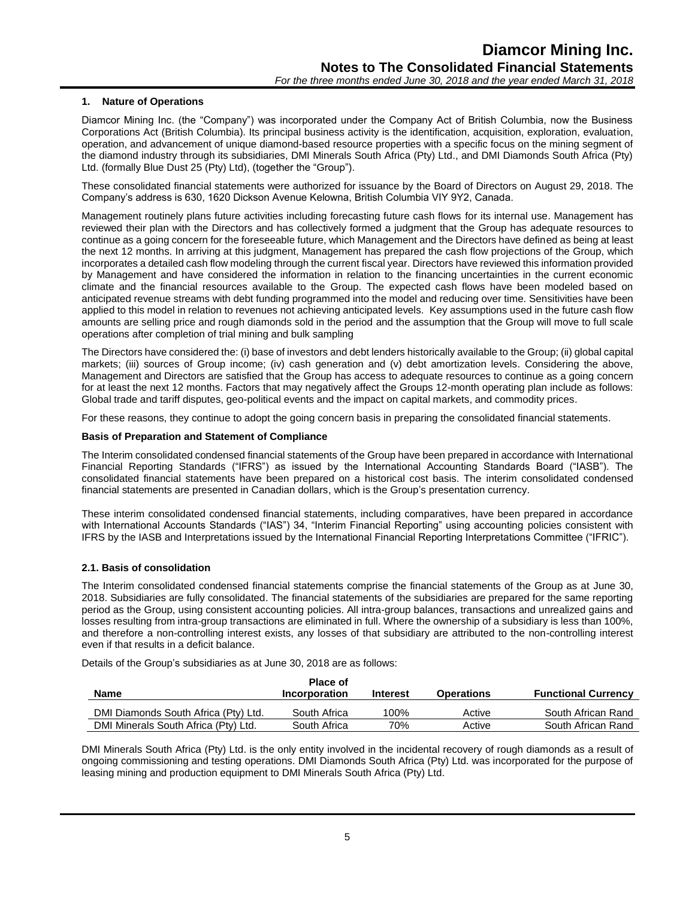## 1. Nature of Operations

Diamcor Mining Inc. (the "Company") was incorporated under the Company Act of British Columbia, now the Business Corporations Act (British Columbia). Its principal business activity is the identification, acquisition, exploration, evaluation, operation, and advancement of unique diamond-based resource properties with a specific focus on the mining segment of the diamond industry through its subsidiaries, DMI Minerals South Africa (Pty) Ltd., and DMI Diamonds South Africa (Pty) Ltd. (formally Blue Dust 25 (Pty) Ltd), (together the "Group").

These consolidated financial statements were authorized for issuance by the Board of Directors on August 29, 2018. The Company's address is 630, 1620 Dickson Avenue Kelowna, British Columbia VIY 9Y2, Canada.

Management routinely plans future activities including forecasting future cash flows for its internal use. Management has reviewed their plan with the Directors and has collectively formed a judgment that the Group has adequate resources to continue as a going concern for the foreseeable future, which Management and the Directors have defined as being at least the next 12 months. In arriving at this judgment, Management has prepared the cash flow projections of the Group, which incorporates a detailed cash flow modeling through the current fiscal year. Directors have reviewed this information provided by Management and have considered the information in relation to the financing uncertainties in the current economic climate and the financial resources available to the Group. The expected cash flows have been modeled based on anticipated revenue streams with debt funding programmed into the model and reducing over time. Sensitivities have been applied to this model in relation to revenues not achieving anticipated levels. Key assumptions used in the future cash flow amounts are selling price and rough diamonds sold in the period and the assumption that the Group will move to full scale operations after completion of trial mining and bulk sampling

The Directors have considered the: (i) base of investors and debt lenders historically available to the Group; (ii) global capital markets; (iii) sources of Group income; (iv) cash generation and (v) debt amortization levels. Considering the above, Management and Directors are satisfied that the Group has access to adequate resources to continue as a going concern for at least the next 12 months. Factors that may negatively affect the Groups 12-month operating plan include as follows: Global trade and tariff disputes, geo-political events and the impact on capital markets, and commodity prices.

For these reasons, they continue to adopt the going concern basis in preparing the consolidated financial statements.

### Basis of Preparation and Statement of Compliance

The Interim consolidated condensed financial statements of the Group have been prepared in accordance with International Financial Reporting Standards ("IFRS") as issued by the International Accounting Standards Board ("IASB"). The consolidated financial statements have been prepared on a historical cost basis. The interim consolidated condensed financial statements are presented in Canadian dollars, which is the Group's presentation currency.

These interim consolidated condensed financial statements, including comparatives, have been prepared in accordance with International Accounts Standards ("IAS") 34, "Interim Financial Reporting" using accounting policies consistent with IFRS by the IASB and Interpretations issued by the International Financial Reporting Interpretations Committee ("IFRIC").

### 2.1. Basis of consolidation

The Interim consolidated condensed financial statements comprise the financial statements of the Group as at June 30, 2018. Subsidiaries are fully consolidated. The financial statements of the subsidiaries are prepared for the same reporting period as the Group, using consistent accounting policies. All intra-group balances, transactions and unrealized gains and losses resulting from intra-group transactions are eliminated in full. Where the ownership of a subsidiary is less than 100%, and therefore a non-controlling interest exists, any losses of that subsidiary are attributed to the non-controlling interest even if that results in a deficit balance.

Details of the Group's subsidiaries as at June 30, 2018 are as follows:

| Name | Place of Incorporation | Interest | Operations | Functional Currency |
|---|---|---|---|---|
| DMI Diamonds South Africa (Pty) Ltd. | South Africa | 100% | Active | South African Rand |
| DMI Minerals South Africa (Pty) Ltd. | South Africa | 70% | Active | South African Rand |

DMI Minerals South Africa (Pty) Ltd. is the only entity involved in the incidental recovery of rough diamonds as a result of ongoing commissioning and testing operations. DMI Diamonds South Africa (Pty) Ltd. was incorporated for the purpose of leasing mining and production equipment to DMI Minerals South Africa (Pty) Ltd.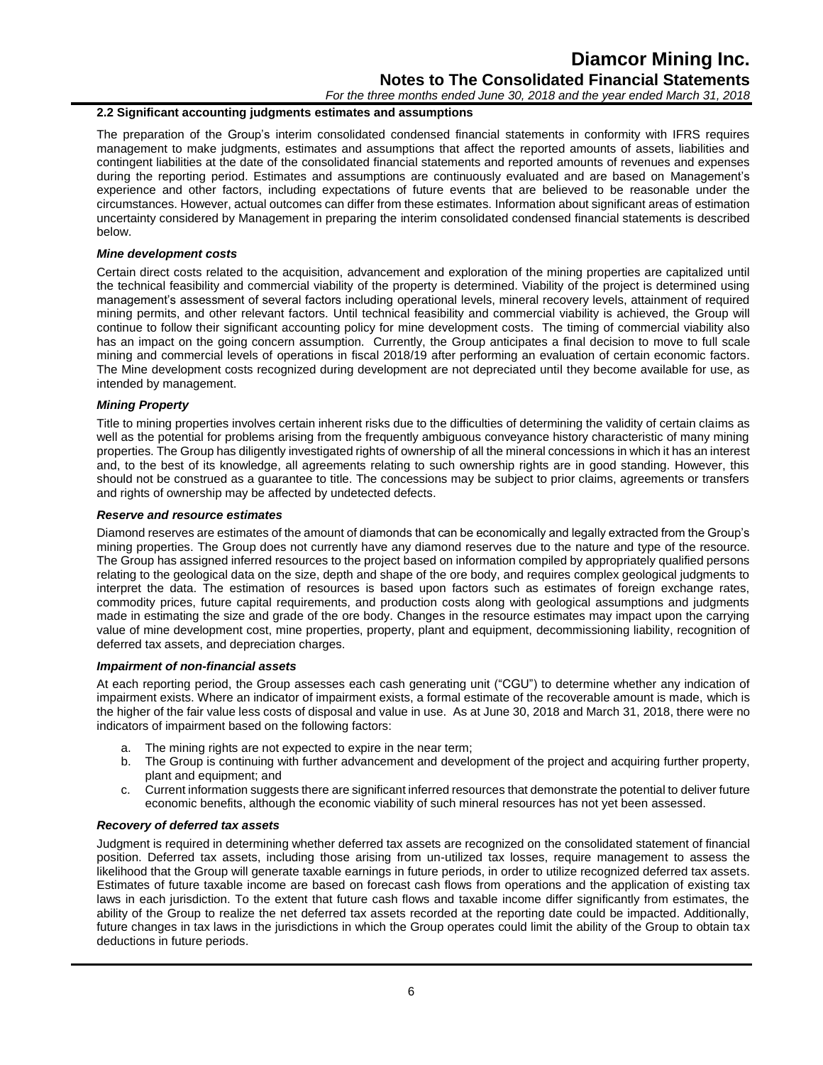### 2.2 Significant accounting judgments estimates and assumptions

The preparation of the Group's interim consolidated condensed financial statements in conformity with IFRS requires management to make judgments, estimates and assumptions that affect the reported amounts of assets, liabilities and contingent liabilities at the date of the consolidated financial statements and reported amounts of revenues and expenses during the reporting period. Estimates and assumptions are continuously evaluated and are based on Management's experience and other factors, including expectations of future events that are believed to be reasonable under the circumstances. However, actual outcomes can differ from these estimates. Information about significant areas of estimation uncertainty considered by Management in preparing the interim consolidated condensed financial statements is described below.

#### *Mine development costs*

Certain direct costs related to the acquisition, advancement and exploration of the mining properties are capitalized until the technical feasibility and commercial viability of the property is determined. Viability of the project is determined using management's assessment of several factors including operational levels, mineral recovery levels, attainment of required mining permits, and other relevant factors. Until technical feasibility and commercial viability is achieved, the Group will continue to follow their significant accounting policy for mine development costs. The timing of commercial viability also has an impact on the going concern assumption. Currently, the Group anticipates a final decision to move to full scale mining and commercial levels of operations in fiscal 2018/19 after performing an evaluation of certain economic factors. The Mine development costs recognized during development are not depreciated until they become available for use, as intended by management.

#### *Mining Property*

Title to mining properties involves certain inherent risks due to the difficulties of determining the validity of certain claims as well as the potential for problems arising from the frequently ambiguous conveyance history characteristic of many mining properties. The Group has diligently investigated rights of ownership of all the mineral concessions in which it has an interest and, to the best of its knowledge, all agreements relating to such ownership rights are in good standing. However, this should not be construed as a guarantee to title. The concessions may be subject to prior claims, agreements or transfers and rights of ownership may be affected by undetected defects.

#### *Reserve and resource estimates*

Diamond reserves are estimates of the amount of diamonds that can be economically and legally extracted from the Group's mining properties. The Group does not currently have any diamond reserves due to the nature and type of the resource. The Group has assigned inferred resources to the project based on information compiled by appropriately qualified persons relating to the geological data on the size, depth and shape of the ore body, and requires complex geological judgments to interpret the data. The estimation of resources is based upon factors such as estimates of foreign exchange rates, commodity prices, future capital requirements, and production costs along with geological assumptions and judgments made in estimating the size and grade of the ore body. Changes in the resource estimates may impact upon the carrying value of mine development cost, mine properties, property, plant and equipment, decommissioning liability, recognition of deferred tax assets, and depreciation charges.

#### *Impairment of non-financial assets*

At each reporting period, the Group assesses each cash generating unit ("CGU") to determine whether any indication of impairment exists. Where an indicator of impairment exists, a formal estimate of the recoverable amount is made, which is the higher of the fair value less costs of disposal and value in use. As at June 30, 2018 and March 31, 2018, there were no indicators of impairment based on the following factors:

a. The mining rights are not expected to expire in the near term;
b. The Group is continuing with further advancement and development of the project and acquiring further property, plant and equipment; and
c. Current information suggests there are significant inferred resources that demonstrate the potential to deliver future economic benefits, although the economic viability of such mineral resources has not yet been assessed.

#### *Recovery of deferred tax assets*

Judgment is required in determining whether deferred tax assets are recognized on the consolidated statement of financial position. Deferred tax assets, including those arising from un-utilized tax losses, require management to assess the likelihood that the Group will generate taxable earnings in future periods, in order to utilize recognized deferred tax assets. Estimates of future taxable income are based on forecast cash flows from operations and the application of existing tax laws in each jurisdiction. To the extent that future cash flows and taxable income differ significantly from estimates, the ability of the Group to realize the net deferred tax assets recorded at the reporting date could be impacted. Additionally, future changes in tax laws in the jurisdictions in which the Group operates could limit the ability of the Group to obtain tax deductions in future periods.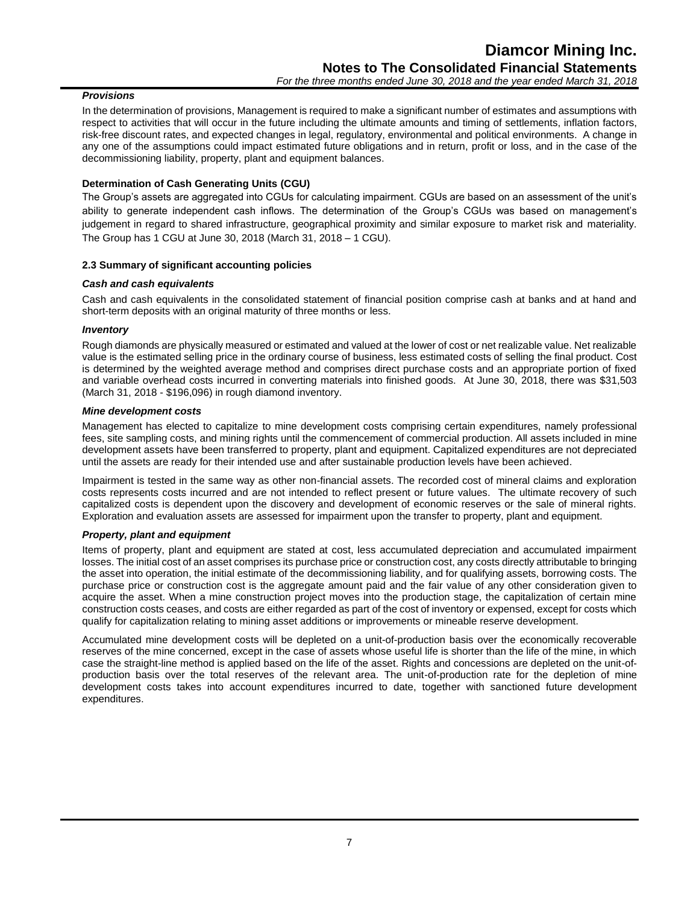### *Provisions*

In the determination of provisions, Management is required to make a significant number of estimates and assumptions with respect to activities that will occur in the future including the ultimate amounts and timing of settlements, inflation factors, risk-free discount rates, and expected changes in legal, regulatory, environmental and political environments. A change in any one of the assumptions could impact estimated future obligations and in return, profit or loss, and in the case of the decommissioning liability, property, plant and equipment balances.

### Determination of Cash Generating Units (CGU)

The Group's assets are aggregated into CGUs for calculating impairment. CGUs are based on an assessment of the unit's ability to generate independent cash inflows. The determination of the Group's CGUs was based on management's judgement in regard to shared infrastructure, geographical proximity and similar exposure to market risk and materiality. The Group has 1 CGU at June 30, 2018 (March 31, 2018 – 1 CGU).

## 2.3 Summary of significant accounting policies

### *Cash and cash equivalents*

Cash and cash equivalents in the consolidated statement of financial position comprise cash at banks and at hand and short-term deposits with an original maturity of three months or less.

### *Inventory*

Rough diamonds are physically measured or estimated and valued at the lower of cost or net realizable value. Net realizable value is the estimated selling price in the ordinary course of business, less estimated costs of selling the final product. Cost is determined by the weighted average method and comprises direct purchase costs and an appropriate portion of fixed and variable overhead costs incurred in converting materials into finished goods. At June 30, 2018, there was $31,503 (March 31, 2018 - $196,096) in rough diamond inventory.

### *Mine development costs*

Management has elected to capitalize to mine development costs comprising certain expenditures, namely professional fees, site sampling costs, and mining rights until the commencement of commercial production. All assets included in mine development assets have been transferred to property, plant and equipment. Capitalized expenditures are not depreciated until the assets are ready for their intended use and after sustainable production levels have been achieved.

Impairment is tested in the same way as other non-financial assets. The recorded cost of mineral claims and exploration costs represents costs incurred and are not intended to reflect present or future values. The ultimate recovery of such capitalized costs is dependent upon the discovery and development of economic reserves or the sale of mineral rights. Exploration and evaluation assets are assessed for impairment upon the transfer to property, plant and equipment.

### *Property, plant and equipment*

Items of property, plant and equipment are stated at cost, less accumulated depreciation and accumulated impairment losses. The initial cost of an asset comprises its purchase price or construction cost, any costs directly attributable to bringing the asset into operation, the initial estimate of the decommissioning liability, and for qualifying assets, borrowing costs. The purchase price or construction cost is the aggregate amount paid and the fair value of any other consideration given to acquire the asset. When a mine construction project moves into the production stage, the capitalization of certain mine construction costs ceases, and costs are either regarded as part of the cost of inventory or expensed, except for costs which qualify for capitalization relating to mining asset additions or improvements or mineable reserve development.

Accumulated mine development costs will be depleted on a unit-of-production basis over the economically recoverable reserves of the mine concerned, except in the case of assets whose useful life is shorter than the life of the mine, in which case the straight-line method is applied based on the life of the asset. Rights and concessions are depleted on the unit-of-production basis over the total reserves of the relevant area. The unit-of-production rate for the depletion of mine development costs takes into account expenditures incurred to date, together with sanctioned future development expenditures.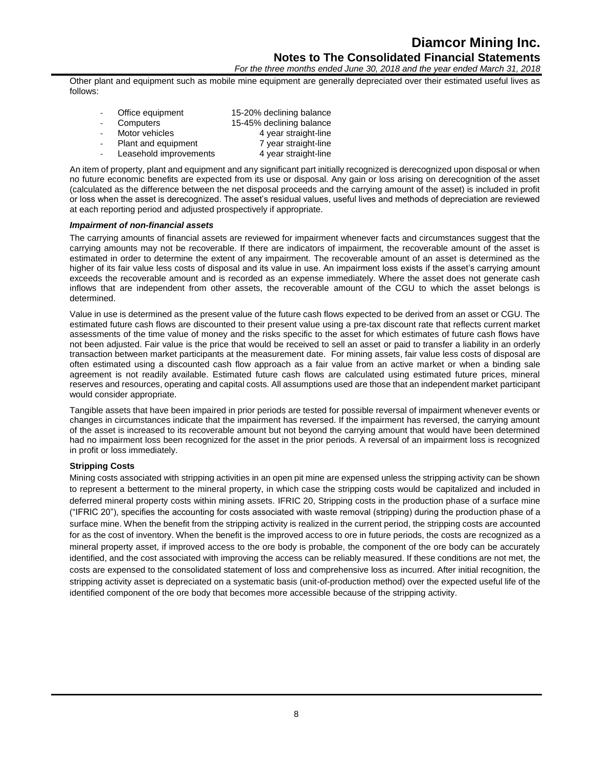Other plant and equipment such as mobile mine equipment are generally depreciated over their estimated useful lives as follows:

- Office equipment 15-20% declining balance
- Computers 15-45% declining balance
- Motor vehicles 4 year straight-line
- Plant and equipment 7 year straight-line
- Leasehold improvements 4 year straight-line

An item of property, plant and equipment and any significant part initially recognized is derecognized upon disposal or when no future economic benefits are expected from its use or disposal. Any gain or loss arising on derecognition of the asset (calculated as the difference between the net disposal proceeds and the carrying amount of the asset) is included in profit or loss when the asset is derecognized. The asset's residual values, useful lives and methods of depreciation are reviewed at each reporting period and adjusted prospectively if appropriate.

***Impairment of non-financial assets***

The carrying amounts of financial assets are reviewed for impairment whenever facts and circumstances suggest that the carrying amounts may not be recoverable. If there are indicators of impairment, the recoverable amount of the asset is estimated in order to determine the extent of any impairment. The recoverable amount of an asset is determined as the higher of its fair value less costs of disposal and its value in use. An impairment loss exists if the asset's carrying amount exceeds the recoverable amount and is recorded as an expense immediately. Where the asset does not generate cash inflows that are independent from other assets, the recoverable amount of the CGU to which the asset belongs is determined.

Value in use is determined as the present value of the future cash flows expected to be derived from an asset or CGU. The estimated future cash flows are discounted to their present value using a pre-tax discount rate that reflects current market assessments of the time value of money and the risks specific to the asset for which estimates of future cash flows have not been adjusted. Fair value is the price that would be received to sell an asset or paid to transfer a liability in an orderly transaction between market participants at the measurement date. For mining assets, fair value less costs of disposal are often estimated using a discounted cash flow approach as a fair value from an active market or when a binding sale agreement is not readily available. Estimated future cash flows are calculated using estimated future prices, mineral reserves and resources, operating and capital costs. All assumptions used are those that an independent market participant would consider appropriate.

Tangible assets that have been impaired in prior periods are tested for possible reversal of impairment whenever events or changes in circumstances indicate that the impairment has reversed. If the impairment has reversed, the carrying amount of the asset is increased to its recoverable amount but not beyond the carrying amount that would have been determined had no impairment loss been recognized for the asset in the prior periods. A reversal of an impairment loss is recognized in profit or loss immediately.

**Stripping Costs**

Mining costs associated with stripping activities in an open pit mine are expensed unless the stripping activity can be shown to represent a betterment to the mineral property, in which case the stripping costs would be capitalized and included in deferred mineral property costs within mining assets. IFRIC 20, Stripping costs in the production phase of a surface mine ("IFRIC 20"), specifies the accounting for costs associated with waste removal (stripping) during the production phase of a surface mine. When the benefit from the stripping activity is realized in the current period, the stripping costs are accounted for as the cost of inventory. When the benefit is the improved access to ore in future periods, the costs are recognized as a mineral property asset, if improved access to the ore body is probable, the component of the ore body can be accurately identified, and the cost associated with improving the access can be reliably measured. If these conditions are not met, the costs are expensed to the consolidated statement of loss and comprehensive loss as incurred. After initial recognition, the stripping activity asset is depreciated on a systematic basis (unit-of-production method) over the expected useful life of the identified component of the ore body that becomes more accessible because of the stripping activity.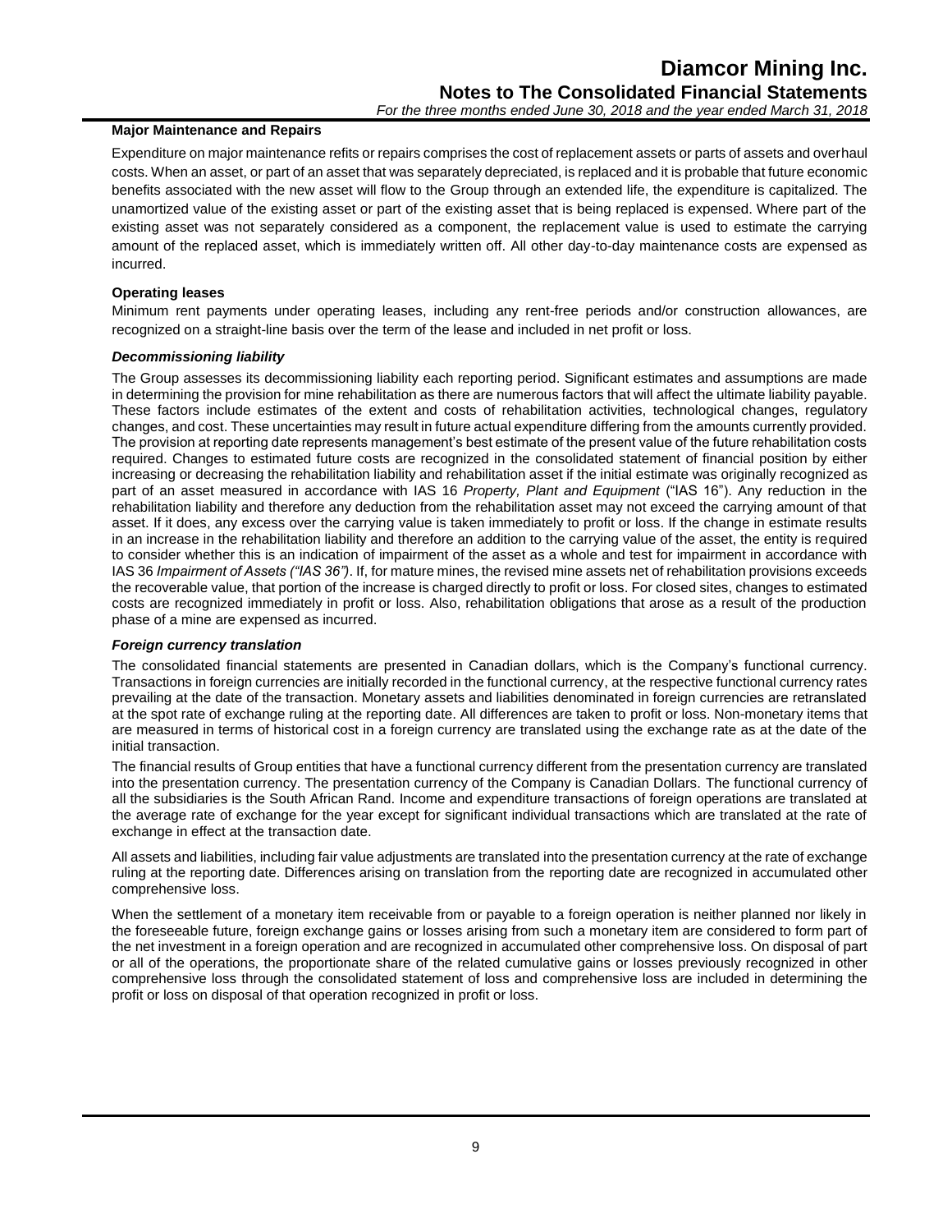**Major Maintenance and Repairs**

Expenditure on major maintenance refits or repairs comprises the cost of replacement assets or parts of assets and overhaul costs. When an asset, or part of an asset that was separately depreciated, is replaced and it is probable that future economic benefits associated with the new asset will flow to the Group through an extended life, the expenditure is capitalized. The unamortized value of the existing asset or part of the existing asset that is being replaced is expensed. Where part of the existing asset was not separately considered as a component, the replacement value is used to estimate the carrying amount of the replaced asset, which is immediately written off. All other day-to-day maintenance costs are expensed as incurred.

**Operating leases**

Minimum rent payments under operating leases, including any rent-free periods and/or construction allowances, are recognized on a straight-line basis over the term of the lease and included in net profit or loss.

***Decommissioning liability***

The Group assesses its decommissioning liability each reporting period. Significant estimates and assumptions are made in determining the provision for mine rehabilitation as there are numerous factors that will affect the ultimate liability payable. These factors include estimates of the extent and costs of rehabilitation activities, technological changes, regulatory changes, and cost. These uncertainties may result in future actual expenditure differing from the amounts currently provided. The provision at reporting date represents management's best estimate of the present value of the future rehabilitation costs required. Changes to estimated future costs are recognized in the consolidated statement of financial position by either increasing or decreasing the rehabilitation liability and rehabilitation asset if the initial estimate was originally recognized as part of an asset measured in accordance with IAS 16 *Property, Plant and Equipment* ("IAS 16"). Any reduction in the rehabilitation liability and therefore any deduction from the rehabilitation asset may not exceed the carrying amount of that asset. If it does, any excess over the carrying value is taken immediately to profit or loss. If the change in estimate results in an increase in the rehabilitation liability and therefore an addition to the carrying value of the asset, the entity is required to consider whether this is an indication of impairment of the asset as a whole and test for impairment in accordance with IAS 36 *Impairment of Assets ("IAS 36")*. If, for mature mines, the revised mine assets net of rehabilitation provisions exceeds the recoverable value, that portion of the increase is charged directly to profit or loss. For closed sites, changes to estimated costs are recognized immediately in profit or loss. Also, rehabilitation obligations that arose as a result of the production phase of a mine are expensed as incurred.

***Foreign currency translation***

The consolidated financial statements are presented in Canadian dollars, which is the Company's functional currency. Transactions in foreign currencies are initially recorded in the functional currency, at the respective functional currency rates prevailing at the date of the transaction. Monetary assets and liabilities denominated in foreign currencies are retranslated at the spot rate of exchange ruling at the reporting date. All differences are taken to profit or loss. Non-monetary items that are measured in terms of historical cost in a foreign currency are translated using the exchange rate as at the date of the initial transaction.

The financial results of Group entities that have a functional currency different from the presentation currency are translated into the presentation currency. The presentation currency of the Company is Canadian Dollars. The functional currency of all the subsidiaries is the South African Rand. Income and expenditure transactions of foreign operations are translated at the average rate of exchange for the year except for significant individual transactions which are translated at the rate of exchange in effect at the transaction date.

All assets and liabilities, including fair value adjustments are translated into the presentation currency at the rate of exchange ruling at the reporting date. Differences arising on translation from the reporting date are recognized in accumulated other comprehensive loss.

When the settlement of a monetary item receivable from or payable to a foreign operation is neither planned nor likely in the foreseeable future, foreign exchange gains or losses arising from such a monetary item are considered to form part of the net investment in a foreign operation and are recognized in accumulated other comprehensive loss. On disposal of part or all of the operations, the proportionate share of the related cumulative gains or losses previously recognized in other comprehensive loss through the consolidated statement of loss and comprehensive loss are included in determining the profit or loss on disposal of that operation recognized in profit or loss.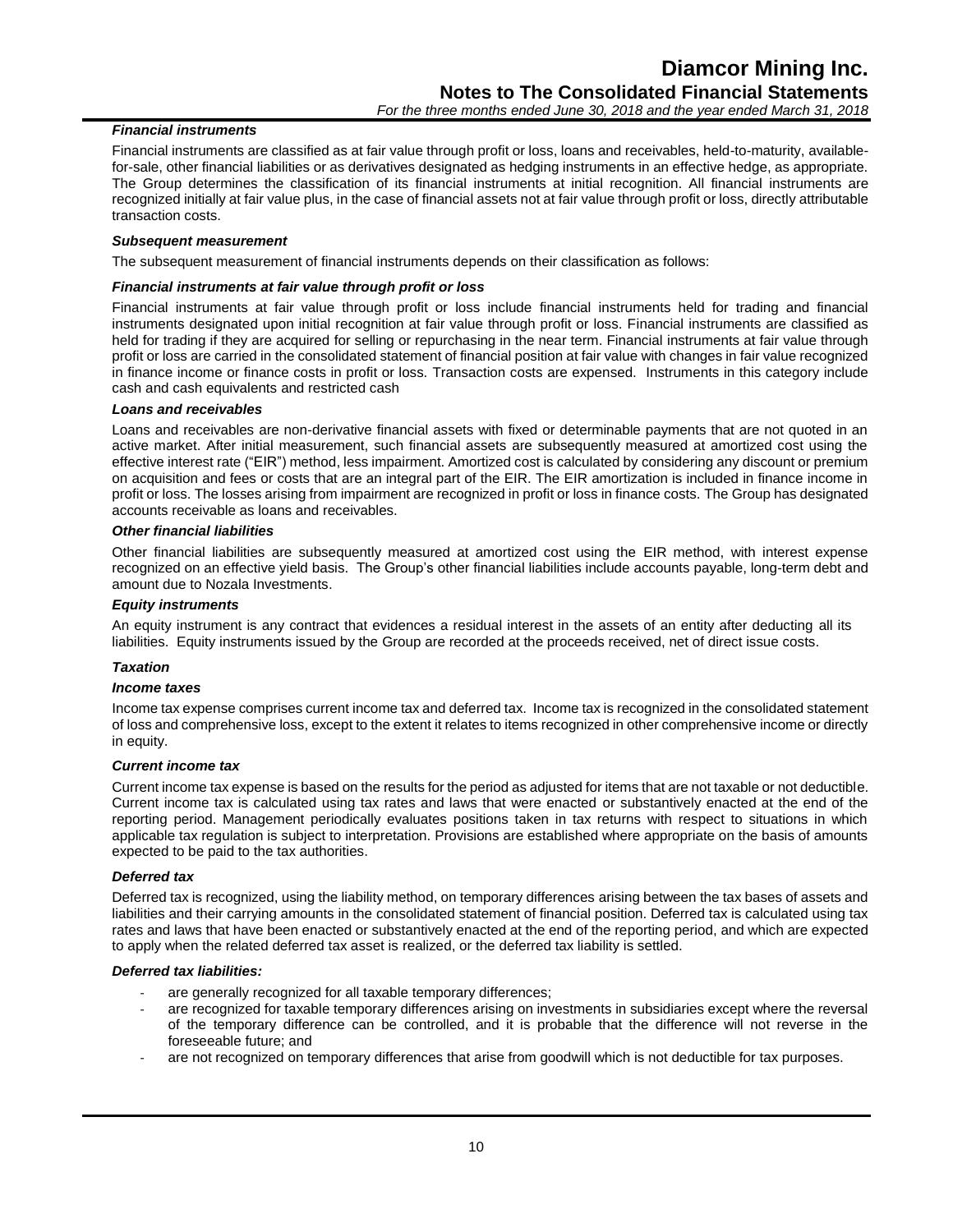### *Financial instruments*

Financial instruments are classified as at fair value through profit or loss, loans and receivables, held-to-maturity, available-for-sale, other financial liabilities or as derivatives designated as hedging instruments in an effective hedge, as appropriate. The Group determines the classification of its financial instruments at initial recognition. All financial instruments are recognized initially at fair value plus, in the case of financial assets not at fair value through profit or loss, directly attributable transaction costs.

### *Subsequent measurement*

The subsequent measurement of financial instruments depends on their classification as follows:

### *Financial instruments at fair value through profit or loss*

Financial instruments at fair value through profit or loss include financial instruments held for trading and financial instruments designated upon initial recognition at fair value through profit or loss. Financial instruments are classified as held for trading if they are acquired for selling or repurchasing in the near term. Financial instruments at fair value through profit or loss are carried in the consolidated statement of financial position at fair value with changes in fair value recognized in finance income or finance costs in profit or loss. Transaction costs are expensed. Instruments in this category include cash and cash equivalents and restricted cash

### *Loans and receivables*

Loans and receivables are non-derivative financial assets with fixed or determinable payments that are not quoted in an active market. After initial measurement, such financial assets are subsequently measured at amortized cost using the effective interest rate ("EIR") method, less impairment. Amortized cost is calculated by considering any discount or premium on acquisition and fees or costs that are an integral part of the EIR. The EIR amortization is included in finance income in profit or loss. The losses arising from impairment are recognized in profit or loss in finance costs. The Group has designated accounts receivable as loans and receivables.

### *Other financial liabilities*

Other financial liabilities are subsequently measured at amortized cost using the EIR method, with interest expense recognized on an effective yield basis. The Group's other financial liabilities include accounts payable, long-term debt and amount due to Nozala Investments.

### *Equity instruments*

An equity instrument is any contract that evidences a residual interest in the assets of an entity after deducting all its liabilities. Equity instruments issued by the Group are recorded at the proceeds received, net of direct issue costs.

### *Taxation*

### *Income taxes*

Income tax expense comprises current income tax and deferred tax. Income tax is recognized in the consolidated statement of loss and comprehensive loss, except to the extent it relates to items recognized in other comprehensive income or directly in equity.

### *Current income tax*

Current income tax expense is based on the results for the period as adjusted for items that are not taxable or not deductible. Current income tax is calculated using tax rates and laws that were enacted or substantively enacted at the end of the reporting period. Management periodically evaluates positions taken in tax returns with respect to situations in which applicable tax regulation is subject to interpretation. Provisions are established where appropriate on the basis of amounts expected to be paid to the tax authorities.

### *Deferred tax*

Deferred tax is recognized, using the liability method, on temporary differences arising between the tax bases of assets and liabilities and their carrying amounts in the consolidated statement of financial position. Deferred tax is calculated using tax rates and laws that have been enacted or substantively enacted at the end of the reporting period, and which are expected to apply when the related deferred tax asset is realized, or the deferred tax liability is settled.

### *Deferred tax liabilities:*

- are generally recognized for all taxable temporary differences;
- are recognized for taxable temporary differences arising on investments in subsidiaries except where the reversal of the temporary difference can be controlled, and it is probable that the difference will not reverse in the foreseeable future; and
- are not recognized on temporary differences that arise from goodwill which is not deductible for tax purposes.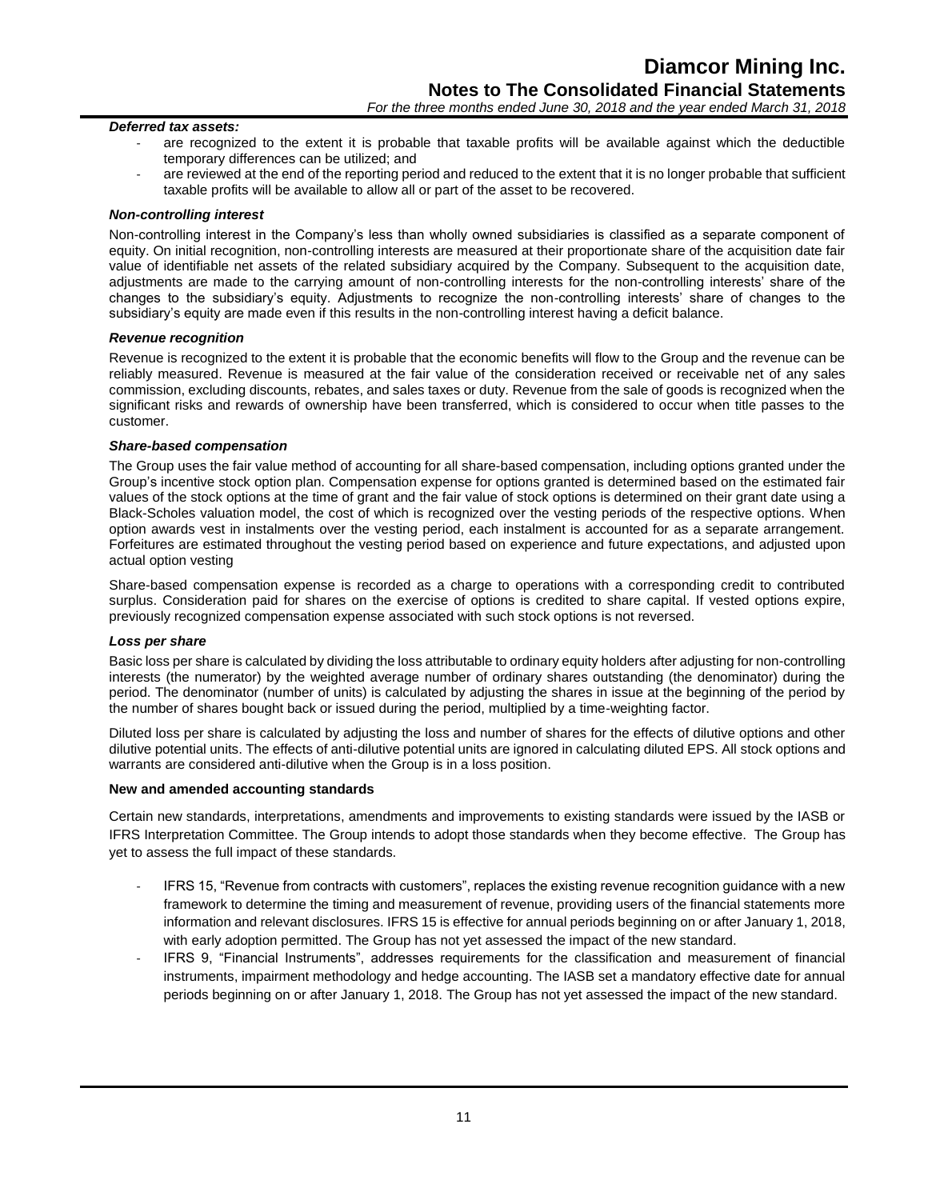***Deferred tax assets:***

- are recognized to the extent it is probable that taxable profits will be available against which the deductible temporary differences can be utilized; and
- are reviewed at the end of the reporting period and reduced to the extent that it is no longer probable that sufficient taxable profits will be available to allow all or part of the asset to be recovered.

***Non-controlling interest***

Non-controlling interest in the Company's less than wholly owned subsidiaries is classified as a separate component of equity. On initial recognition, non-controlling interests are measured at their proportionate share of the acquisition date fair value of identifiable net assets of the related subsidiary acquired by the Company. Subsequent to the acquisition date, adjustments are made to the carrying amount of non-controlling interests for the non-controlling interests' share of the changes to the subsidiary's equity. Adjustments to recognize the non-controlling interests' share of changes to the subsidiary's equity are made even if this results in the non-controlling interest having a deficit balance.

***Revenue recognition***

Revenue is recognized to the extent it is probable that the economic benefits will flow to the Group and the revenue can be reliably measured. Revenue is measured at the fair value of the consideration received or receivable net of any sales commission, excluding discounts, rebates, and sales taxes or duty. Revenue from the sale of goods is recognized when the significant risks and rewards of ownership have been transferred, which is considered to occur when title passes to the customer.

***Share-based compensation***

The Group uses the fair value method of accounting for all share-based compensation, including options granted under the Group's incentive stock option plan. Compensation expense for options granted is determined based on the estimated fair values of the stock options at the time of grant and the fair value of stock options is determined on their grant date using a Black-Scholes valuation model, the cost of which is recognized over the vesting periods of the respective options. When option awards vest in instalments over the vesting period, each instalment is accounted for as a separate arrangement. Forfeitures are estimated throughout the vesting period based on experience and future expectations, and adjusted upon actual option vesting

Share-based compensation expense is recorded as a charge to operations with a corresponding credit to contributed surplus. Consideration paid for shares on the exercise of options is credited to share capital. If vested options expire, previously recognized compensation expense associated with such stock options is not reversed.

***Loss per share***

Basic loss per share is calculated by dividing the loss attributable to ordinary equity holders after adjusting for non-controlling interests (the numerator) by the weighted average number of ordinary shares outstanding (the denominator) during the period. The denominator (number of units) is calculated by adjusting the shares in issue at the beginning of the period by the number of shares bought back or issued during the period, multiplied by a time-weighting factor.

Diluted loss per share is calculated by adjusting the loss and number of shares for the effects of dilutive options and other dilutive potential units. The effects of anti-dilutive potential units are ignored in calculating diluted EPS. All stock options and warrants are considered anti-dilutive when the Group is in a loss position.

**New and amended accounting standards**

Certain new standards, interpretations, amendments and improvements to existing standards were issued by the IASB or IFRS Interpretation Committee. The Group intends to adopt those standards when they become effective. The Group has yet to assess the full impact of these standards.

- IFRS 15, "Revenue from contracts with customers", replaces the existing revenue recognition guidance with a new framework to determine the timing and measurement of revenue, providing users of the financial statements more information and relevant disclosures. IFRS 15 is effective for annual periods beginning on or after January 1, 2018, with early adoption permitted. The Group has not yet assessed the impact of the new standard.
- IFRS 9, "Financial Instruments", addresses requirements for the classification and measurement of financial instruments, impairment methodology and hedge accounting. The IASB set a mandatory effective date for annual periods beginning on or after January 1, 2018. The Group has not yet assessed the impact of the new standard.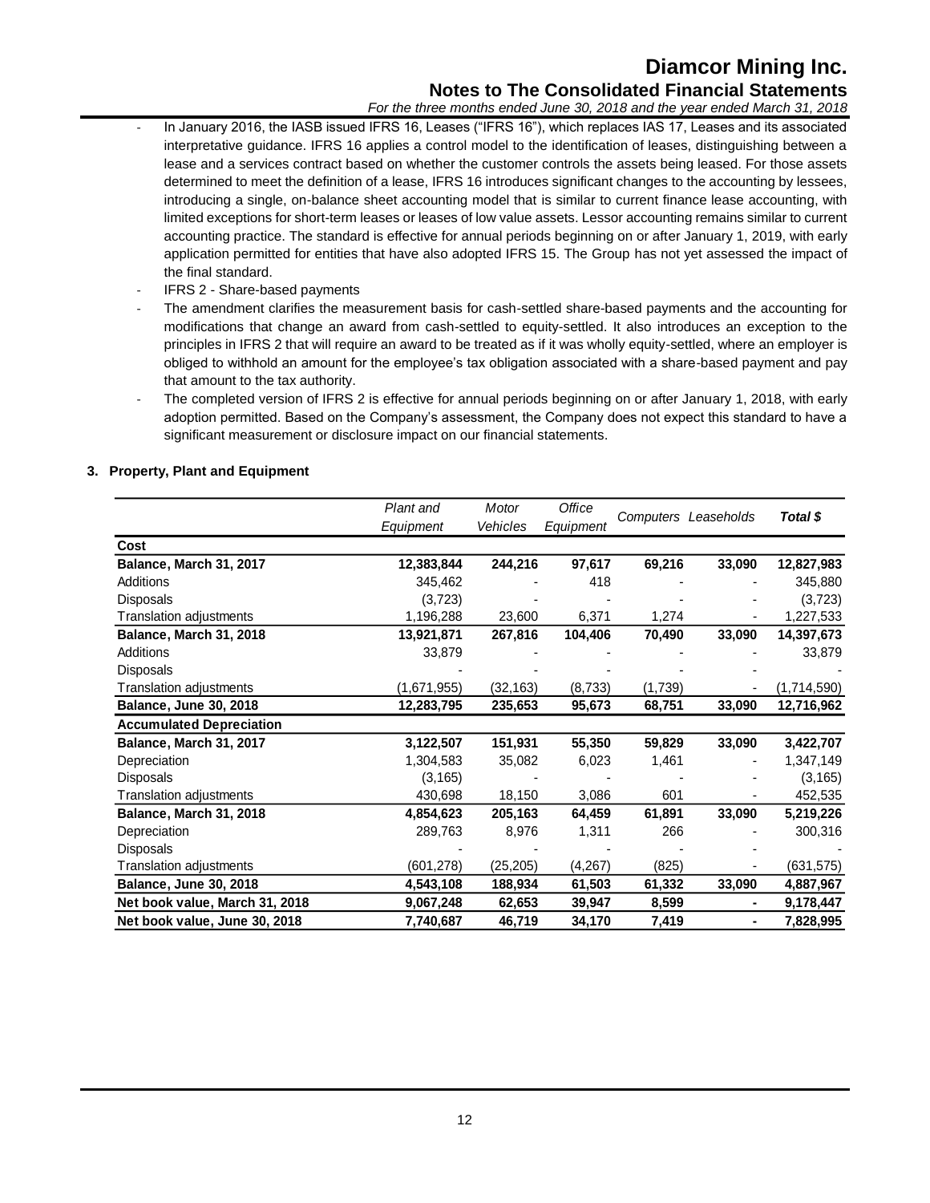- In January 2016, the IASB issued IFRS 16, Leases ("IFRS 16"), which replaces IAS 17, Leases and its associated interpretative guidance. IFRS 16 applies a control model to the identification of leases, distinguishing between a lease and a services contract based on whether the customer controls the assets being leased. For those assets determined to meet the definition of a lease, IFRS 16 introduces significant changes to the accounting by lessees, introducing a single, on-balance sheet accounting model that is similar to current finance lease accounting, with limited exceptions for short-term leases or leases of low value assets. Lessor accounting remains similar to current accounting practice. The standard is effective for annual periods beginning on or after January 1, 2019, with early application permitted for entities that have also adopted IFRS 15. The Group has not yet assessed the impact of the final standard.
- IFRS 2 - Share-based payments
- The amendment clarifies the measurement basis for cash-settled share-based payments and the accounting for modifications that change an award from cash-settled to equity-settled. It also introduces an exception to the principles in IFRS 2 that will require an award to be treated as if it was wholly equity-settled, where an employer is obliged to withhold an amount for the employee's tax obligation associated with a share-based payment and pay that amount to the tax authority.
- The completed version of IFRS 2 is effective for annual periods beginning on or after January 1, 2018, with early adoption permitted. Based on the Company's assessment, the Company does not expect this standard to have a significant measurement or disclosure impact on our financial statements.

## 3. Property, Plant and Equipment

| | *Plant and Equipment* | *Motor Vehicles* | *Office Equipment* | Computers | Leaseholds | *Total $* |
|---|---|---|---|---|---|---|
| **Cost** | | | | | | |
| **Balance, March 31, 2017** | **12,383,844** | **244,216** | **97,617** | **69,216** | **33,090** | **12,827,983** |
| Additions | 345,462 | - | 418 | - | - | 345,880 |
| Disposals | (3,723) | - | - | - | - | (3,723) |
| Translation adjustments | 1,196,288 | 23,600 | 6,371 | 1,274 | - | 1,227,533 |
| **Balance, March 31, 2018** | **13,921,871** | **267,816** | **104,406** | **70,490** | **33,090** | **14,397,673** |
| Additions | 33,879 | - | - | - | - | 33,879 |
| Disposals | - | - | - | - | - | - |
| Translation adjustments | (1,671,955) | (32,163) | (8,733) | (1,739) | - | (1,714,590) |
| **Balance, June 30, 2018** | **12,283,795** | **235,653** | **95,673** | **68,751** | **33,090** | **12,716,962** |
| **Accumulated Depreciation** | | | | | | |
| **Balance, March 31, 2017** | **3,122,507** | **151,931** | **55,350** | **59,829** | **33,090** | **3,422,707** |
| Depreciation | 1,304,583 | 35,082 | 6,023 | 1,461 | - | 1,347,149 |
| Disposals | (3,165) | - | - | - | - | (3,165) |
| Translation adjustments | 430,698 | 18,150 | 3,086 | 601 | - | 452,535 |
| **Balance, March 31, 2018** | **4,854,623** | **205,163** | **64,459** | **61,891** | **33,090** | **5,219,226** |
| Depreciation | 289,763 | 8,976 | 1,311 | 266 | - | 300,316 |
| Disposals | - | - | - | - | - | - |
| Translation adjustments | (601,278) | (25,205) | (4,267) | (825) | - | (631,575) |
| **Balance, June 30, 2018** | **4,543,108** | **188,934** | **61,503** | **61,332** | **33,090** | **4,887,967** |
| **Net book value, March 31, 2018** | **9,067,248** | **62,653** | **39,947** | **8,599** | **-** | **9,178,447** |
| **Net book value, June 30, 2018** | **7,740,687** | **46,719** | **34,170** | **7,419** | **-** | **7,828,995** |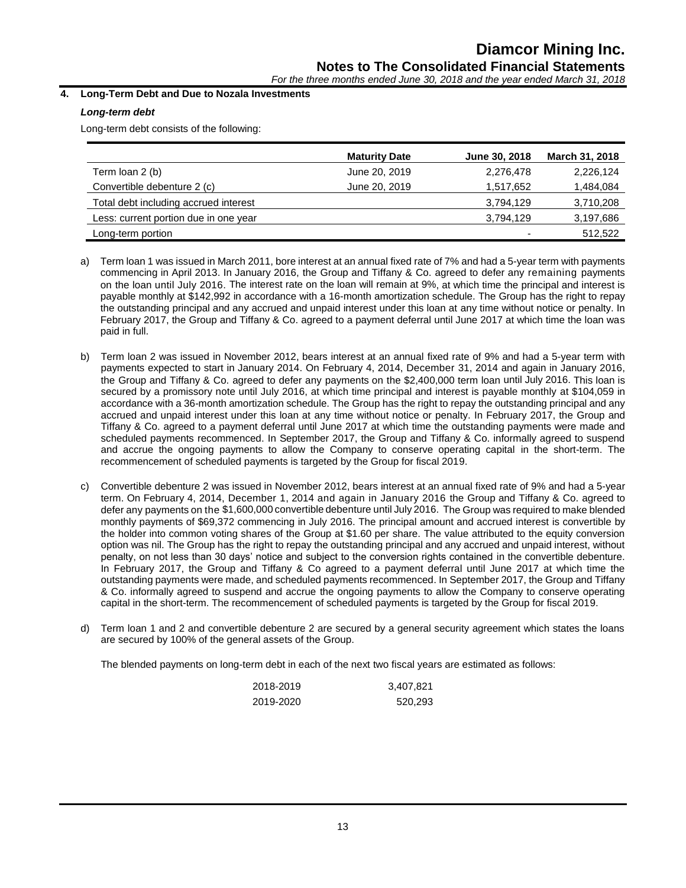## 4. Long-Term Debt and Due to Nozala Investments

### *Long-term debt*

Long-term debt consists of the following:

| | Maturity Date | June 30, 2018 | March 31, 2018 |
|---|---|---|---|
| Term loan 2 (b) | June 20, 2019 | 2,276,478 | 2,226,124 |
| Convertible debenture 2 (c) | June 20, 2019 | 1,517,652 | 1,484,084 |
| Total debt including accrued interest | | 3,794,129 | 3,710,208 |
| Less: current portion due in one year | | 3,794,129 | 3,197,686 |
| Long-term portion | | - | 512,522 |

a) Term loan 1 was issued in March 2011, bore interest at an annual fixed rate of 7% and had a 5-year term with payments commencing in April 2013. In January 2016, the Group and Tiffany & Co. agreed to defer any remaining payments on the loan until July 2016. The interest rate on the loan will remain at 9%, at which time the principal and interest is payable monthly at $142,992 in accordance with a 16-month amortization schedule. The Group has the right to repay the outstanding principal and any accrued and unpaid interest under this loan at any time without notice or penalty. In February 2017, the Group and Tiffany & Co. agreed to a payment deferral until June 2017 at which time the loan was paid in full.

b) Term loan 2 was issued in November 2012, bears interest at an annual fixed rate of 9% and had a 5-year term with payments expected to start in January 2014. On February 4, 2014, December 31, 2014 and again in January 2016, the Group and Tiffany & Co. agreed to defer any payments on the $2,400,000 term loan until July 2016. This loan is secured by a promissory note until July 2016, at which time principal and interest is payable monthly at $104,059 in accordance with a 36-month amortization schedule. The Group has the right to repay the outstanding principal and any accrued and unpaid interest under this loan at any time without notice or penalty. In February 2017, the Group and Tiffany & Co. agreed to a payment deferral until June 2017 at which time the outstanding payments were made and scheduled payments recommenced. In September 2017, the Group and Tiffany & Co. informally agreed to suspend and accrue the ongoing payments to allow the Company to conserve operating capital in the short-term. The recommencement of scheduled payments is targeted by the Group for fiscal 2019.

c) Convertible debenture 2 was issued in November 2012, bears interest at an annual fixed rate of 9% and had a 5-year term. On February 4, 2014, December 1, 2014 and again in January 2016 the Group and Tiffany & Co. agreed to defer any payments on the $1,600,000 convertible debenture until July 2016. The Group was required to make blended monthly payments of $69,372 commencing in July 2016. The principal amount and accrued interest is convertible by the holder into common voting shares of the Group at $1.60 per share. The value attributed to the equity conversion option was nil. The Group has the right to repay the outstanding principal and any accrued and unpaid interest, without penalty, on not less than 30 days' notice and subject to the conversion rights contained in the convertible debenture. In February 2017, the Group and Tiffany & Co agreed to a payment deferral until June 2017 at which time the outstanding payments were made, and scheduled payments recommenced. In September 2017, the Group and Tiffany & Co. informally agreed to suspend and accrue the ongoing payments to allow the Company to conserve operating capital in the short-term. The recommencement of scheduled payments is targeted by the Group for fiscal 2019.

d) Term loan 1 and 2 and convertible debenture 2 are secured by a general security agreement which states the loans are secured by 100% of the general assets of the Group.

The blended payments on long-term debt in each of the next two fiscal years are estimated as follows:

| | |
|---|---|
| 2018-2019 | 3,407,821 |
| 2019-2020 | 520,293 |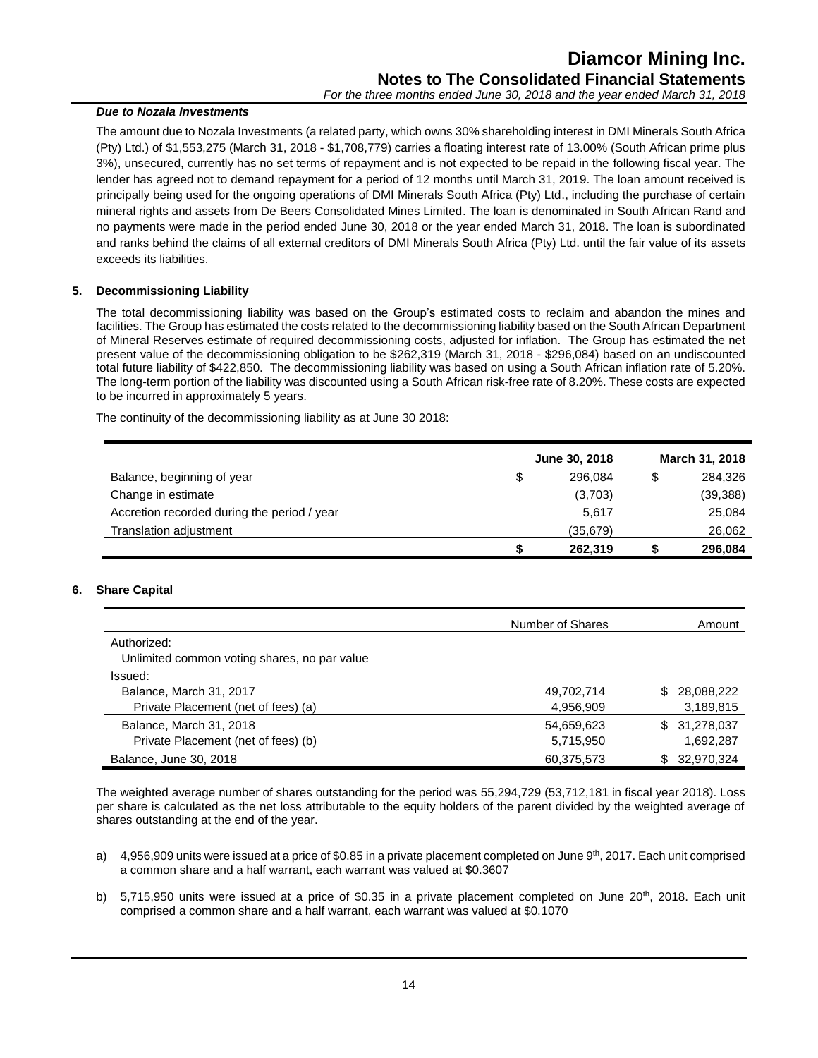### *Due to Nozala Investments*

The amount due to Nozala Investments (a related party, which owns 30% shareholding interest in DMI Minerals South Africa (Pty) Ltd.) of $1,553,275 (March 31, 2018 - $1,708,779) carries a floating interest rate of 13.00% (South African prime plus 3%), unsecured, currently has no set terms of repayment and is not expected to be repaid in the following fiscal year. The lender has agreed not to demand repayment for a period of 12 months until March 31, 2019. The loan amount received is principally being used for the ongoing operations of DMI Minerals South Africa (Pty) Ltd., including the purchase of certain mineral rights and assets from De Beers Consolidated Mines Limited. The loan is denominated in South African Rand and no payments were made in the period ended June 30, 2018 or the year ended March 31, 2018. The loan is subordinated and ranks behind the claims of all external creditors of DMI Minerals South Africa (Pty) Ltd. until the fair value of its assets exceeds its liabilities.

## 5. Decommissioning Liability

The total decommissioning liability was based on the Group's estimated costs to reclaim and abandon the mines and facilities. The Group has estimated the costs related to the decommissioning liability based on the South African Department of Mineral Reserves estimate of required decommissioning costs, adjusted for inflation. The Group has estimated the net present value of the decommissioning obligation to be $262,319 (March 31, 2018 - $296,084) based on an undiscounted total future liability of $422,850. The decommissioning liability was based on using a South African inflation rate of 5.20%. The long-term portion of the liability was discounted using a South African risk-free rate of 8.20%. These costs are expected to be incurred in approximately 5 years.

The continuity of the decommissioning liability as at June 30 2018:

| | June 30, 2018 | March 31, 2018 |
|---|---|---|
| Balance, beginning of year | $ 296,084 | $ 284,326 |
| Change in estimate | (3,703) | (39,388) |
| Accretion recorded during the period / year | 5,617 | 25,084 |
| Translation adjustment | (35,679) | 26,062 |
| | **$ 262,319** | **$ 296,084** |

## 6. Share Capital

| | Number of Shares | Amount |
|---|---|---|
| Authorized: | | |
| Unlimited common voting shares, no par value | | |
| Issued: | | |
| Balance, March 31, 2017 | 49,702,714 | $ 28,088,222 |
| Private Placement (net of fees) (a) | 4,956,909 | 3,189,815 |
| Balance, March 31, 2018 | 54,659,623 | $ 31,278,037 |
| Private Placement (net of fees) (b) | 5,715,950 | 1,692,287 |
| Balance, June 30, 2018 | 60,375,573 | $ 32,970,324 |

The weighted average number of shares outstanding for the period was 55,294,729 (53,712,181 in fiscal year 2018). Loss per share is calculated as the net loss attributable to the equity holders of the parent divided by the weighted average of shares outstanding at the end of the year.

a) 4,956,909 units were issued at a price of $0.85 in a private placement completed on June 9th, 2017. Each unit comprised a common share and a half warrant, each warrant was valued at $0.3607

b) 5,715,950 units were issued at a price of $0.35 in a private placement completed on June 20th, 2018. Each unit comprised a common share and a half warrant, each warrant was valued at $0.1070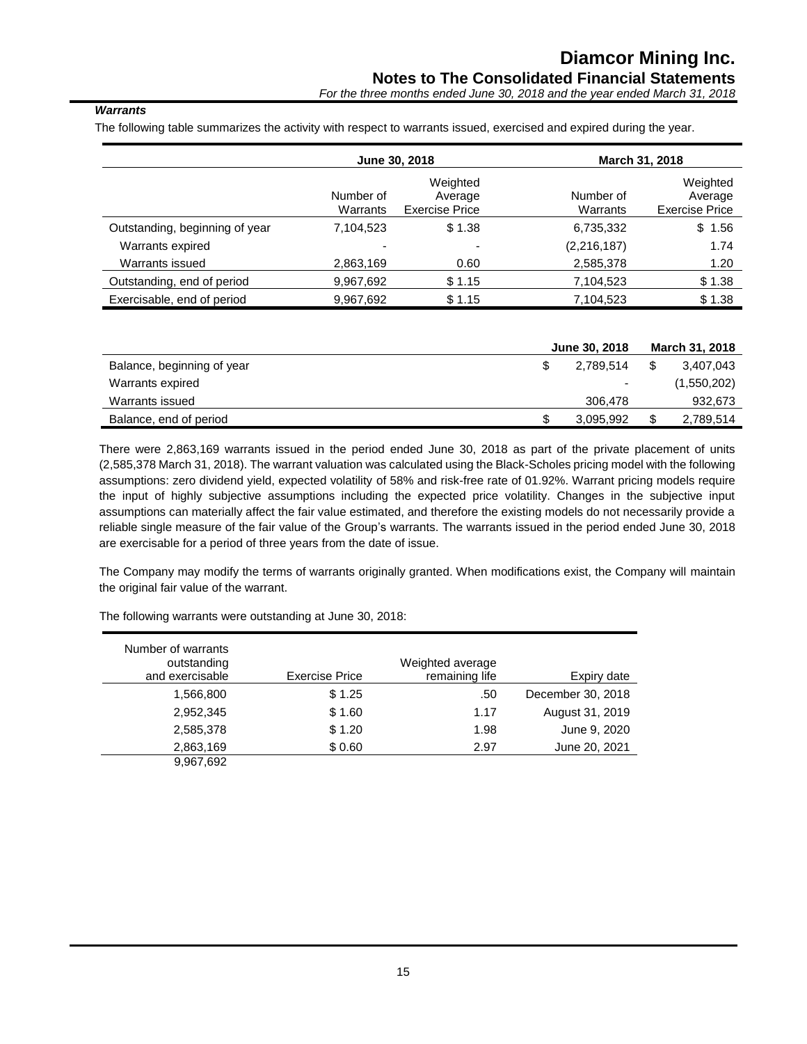***Warrants***

The following table summarizes the activity with respect to warrants issued, exercised and expired during the year.

| | June 30, 2018 | | March 31, 2018 | |
|---|---|---|---|---|
| | Number of Warrants | Weighted Average Exercise Price | Number of Warrants | Weighted Average Exercise Price |
| Outstanding, beginning of year | 7,104,523 | $ 1.38 | 6,735,332 | $ 1.56 |
| Warrants expired | - | - | (2,216,187) | 1.74 |
| Warrants issued | 2,863,169 | 0.60 | 2,585,378 | 1.20 |
| Outstanding, end of period | 9,967,692 | $ 1.15 | 7,104,523 | $ 1.38 |
| Exercisable, end of period | 9,967,692 | $ 1.15 | 7,104,523 | $ 1.38 |

| | June 30, 2018 | March 31, 2018 |
|---|---|---|
| Balance, beginning of year | $ 2,789,514 | $ 3,407,043 |
| Warrants expired | - | (1,550,202) |
| Warrants issued | 306,478 | 932,673 |
| Balance, end of period | $ 3,095,992 | $ 2,789,514 |

There were 2,863,169 warrants issued in the period ended June 30, 2018 as part of the private placement of units (2,585,378 March 31, 2018). The warrant valuation was calculated using the Black-Scholes pricing model with the following assumptions: zero dividend yield, expected volatility of 58% and risk-free rate of 01.92%. Warrant pricing models require the input of highly subjective assumptions including the expected price volatility. Changes in the subjective input assumptions can materially affect the fair value estimated, and therefore the existing models do not necessarily provide a reliable single measure of the fair value of the Group's warrants. The warrants issued in the period ended June 30, 2018 are exercisable for a period of three years from the date of issue.

The Company may modify the terms of warrants originally granted. When modifications exist, the Company will maintain the original fair value of the warrant.

The following warrants were outstanding at June 30, 2018:

| Number of warrants outstanding and exercisable | Exercise Price | Weighted average remaining life | Expiry date |
|---|---|---|---|
| 1,566,800 | $ 1.25 | .50 | December 30, 2018 |
| 2,952,345 | $ 1.60 | 1.17 | August 31, 2019 |
| 2,585,378 | $ 1.20 | 1.98 | June 9, 2020 |
| 2,863,169 | $ 0.60 | 2.97 | June 20, 2021 |
| 9,967,692 | | | |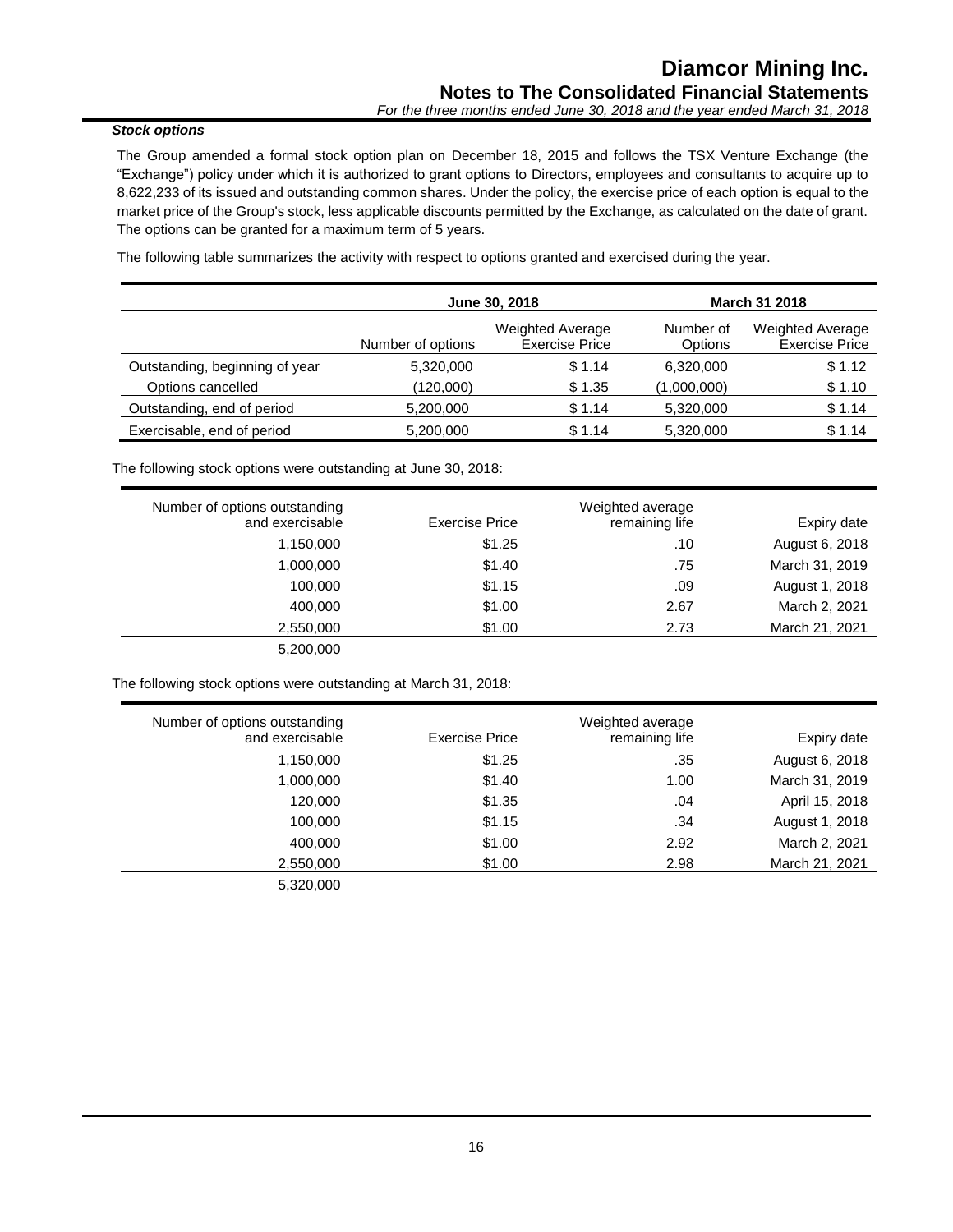### *Stock options*

The Group amended a formal stock option plan on December 18, 2015 and follows the TSX Venture Exchange (the "Exchange") policy under which it is authorized to grant options to Directors, employees and consultants to acquire up to 8,622,233 of its issued and outstanding common shares. Under the policy, the exercise price of each option is equal to the market price of the Group's stock, less applicable discounts permitted by the Exchange, as calculated on the date of grant. The options can be granted for a maximum term of 5 years.

The following table summarizes the activity with respect to options granted and exercised during the year.

| | June 30, 2018 | | March 31 2018 | |
|---|---|---|---|---|
| | Number of options | Weighted Average Exercise Price | Number of Options | Weighted Average Exercise Price |
| Outstanding, beginning of year | 5,320,000 | $ 1.14 | 6,320,000 | $ 1.12 |
| Options cancelled | (120,000) | $ 1.35 | (1,000,000) | $ 1.10 |
| Outstanding, end of period | 5,200,000 | $ 1.14 | 5,320,000 | $ 1.14 |
| Exercisable, end of period | 5,200,000 | $ 1.14 | 5,320,000 | $ 1.14 |

The following stock options were outstanding at June 30, 2018:

| Number of options outstanding and exercisable | Exercise Price | Weighted average remaining life | Expiry date |
|---|---|---|---|
| 1,150,000 | $1.25 | .10 | August 6, 2018 |
| 1,000,000 | $1.40 | .75 | March 31, 2019 |
| 100,000 | $1.15 | .09 | August 1, 2018 |
| 400,000 | $1.00 | 2.67 | March 2, 2021 |
| 2,550,000 | $1.00 | 2.73 | March 21, 2021 |
| 5,200,000 | | | |

The following stock options were outstanding at March 31, 2018:

| Number of options outstanding and exercisable | Exercise Price | Weighted average remaining life | Expiry date |
|---|---|---|---|
| 1,150,000 | $1.25 | .35 | August 6, 2018 |
| 1,000,000 | $1.40 | 1.00 | March 31, 2019 |
| 120,000 | $1.35 | .04 | April 15, 2018 |
| 100,000 | $1.15 | .34 | August 1, 2018 |
| 400,000 | $1.00 | 2.92 | March 2, 2021 |
| 2,550,000 | $1.00 | 2.98 | March 21, 2021 |
| 5,320,000 | | | |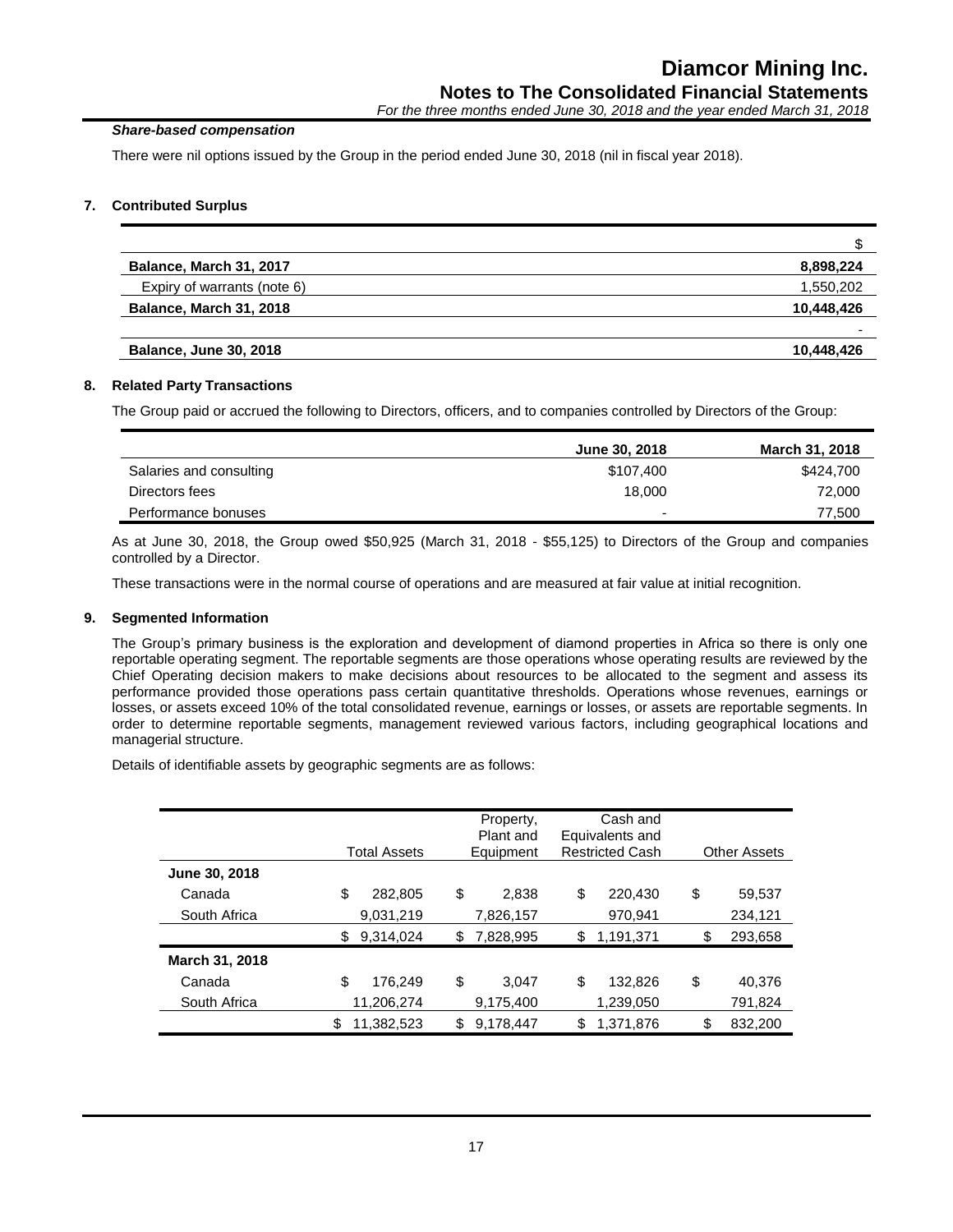### *Share-based compensation*

There were nil options issued by the Group in the period ended June 30, 2018 (nil in fiscal year 2018).

## 7. Contributed Surplus

| | $ |
|---|---|
| **Balance, March 31, 2017** | **8,898,224** |
| Expiry of warrants (note 6) | 1,550,202 |
| **Balance, March 31, 2018** | **10,448,426** |
| | - |
| **Balance, June 30, 2018** | **10,448,426** |

## 8. Related Party Transactions

The Group paid or accrued the following to Directors, officers, and to companies controlled by Directors of the Group:

| | June 30, 2018 | March 31, 2018 |
|---|---|---|
| Salaries and consulting | $107,400 | $424,700 |
| Directors fees | 18,000 | 72,000 |
| Performance bonuses | - | 77,500 |

As at June 30, 2018, the Group owed $50,925 (March 31, 2018 - $55,125) to Directors of the Group and companies controlled by a Director.

These transactions were in the normal course of operations and are measured at fair value at initial recognition.

## 9. Segmented Information

The Group's primary business is the exploration and development of diamond properties in Africa so there is only one reportable operating segment. The reportable segments are those operations whose operating results are reviewed by the Chief Operating decision makers to make decisions about resources to be allocated to the segment and assess its performance provided those operations pass certain quantitative thresholds. Operations whose revenues, earnings or losses, or assets exceed 10% of the total consolidated revenue, earnings or losses, or assets are reportable segments. In order to determine reportable segments, management reviewed various factors, including geographical locations and managerial structure.

Details of identifiable assets by geographic segments are as follows:

| | Total Assets | Property, Plant and Equipment | Cash and Equivalents and Restricted Cash | Other Assets |
|---|---|---|---|---|
| **June 30, 2018** | | | | |
| Canada | $ 282,805 | $ 2,838 | $ 220,430 | $ 59,537 |
| South Africa | 9,031,219 | 7,826,157 | 970,941 | 234,121 |
| | $ 9,314,024 | $ 7,828,995 | $ 1,191,371 | $ 293,658 |
| **March 31, 2018** | | | | |
| Canada | $ 176,249 | $ 3,047 | $ 132,826 | $ 40,376 |
| South Africa | 11,206,274 | 9,175,400 | 1,239,050 | 791,824 |
| | $ 11,382,523 | $ 9,178,447 | $ 1,371,876 | $ 832,200 |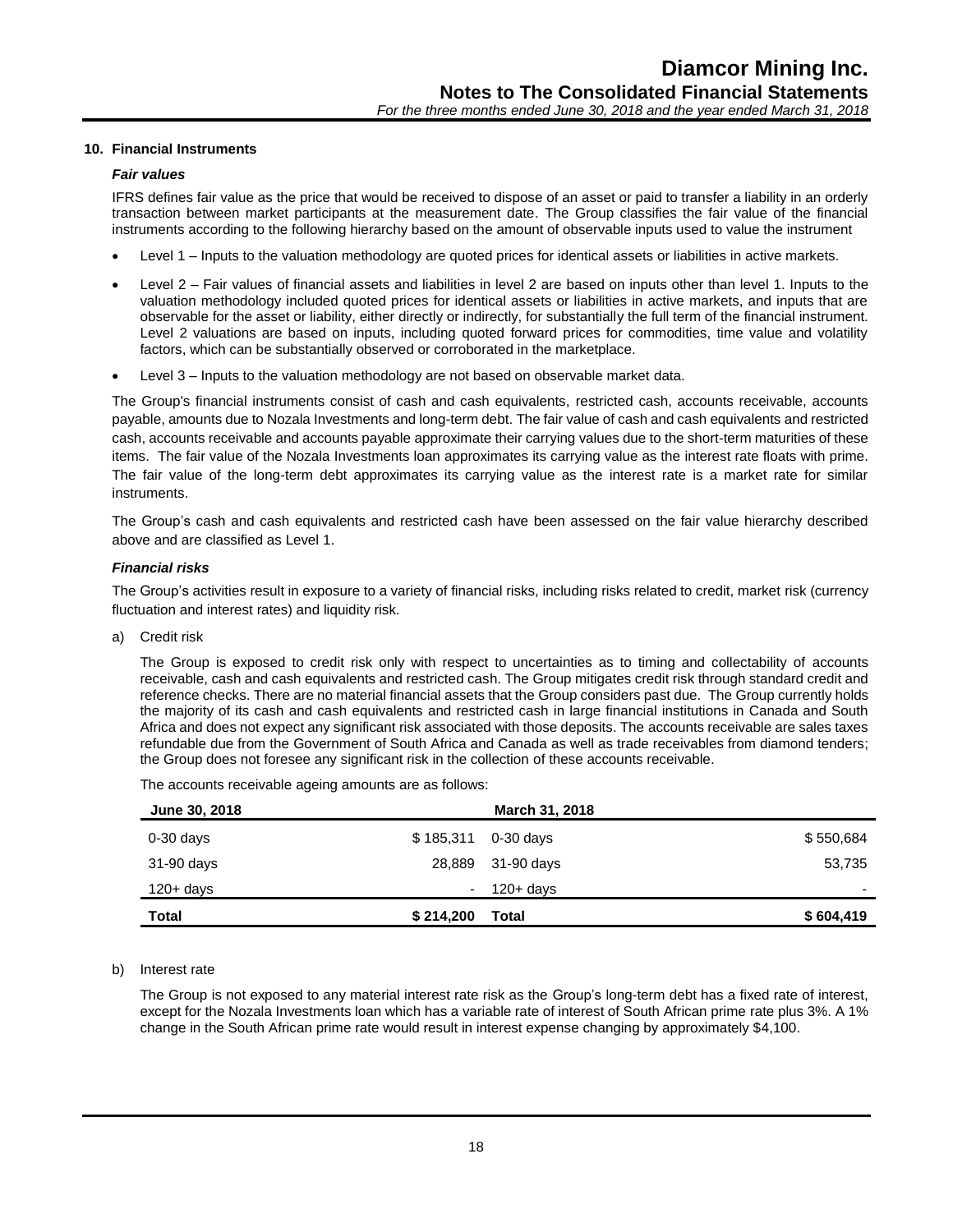## 10. Financial Instruments

### *Fair values*

IFRS defines fair value as the price that would be received to dispose of an asset or paid to transfer a liability in an orderly transaction between market participants at the measurement date. The Group classifies the fair value of the financial instruments according to the following hierarchy based on the amount of observable inputs used to value the instrument

- Level 1 – Inputs to the valuation methodology are quoted prices for identical assets or liabilities in active markets.
- Level 2 – Fair values of financial assets and liabilities in level 2 are based on inputs other than level 1. Inputs to the valuation methodology included quoted prices for identical assets or liabilities in active markets, and inputs that are observable for the asset or liability, either directly or indirectly, for substantially the full term of the financial instrument. Level 2 valuations are based on inputs, including quoted forward prices for commodities, time value and volatility factors, which can be substantially observed or corroborated in the marketplace.
- Level 3 – Inputs to the valuation methodology are not based on observable market data.

The Group's financial instruments consist of cash and cash equivalents, restricted cash, accounts receivable, accounts payable, amounts due to Nozala Investments and long-term debt. The fair value of cash and cash equivalents and restricted cash, accounts receivable and accounts payable approximate their carrying values due to the short-term maturities of these items. The fair value of the Nozala Investments loan approximates its carrying value as the interest rate floats with prime. The fair value of the long-term debt approximates its carrying value as the interest rate is a market rate for similar instruments.

The Group's cash and cash equivalents and restricted cash have been assessed on the fair value hierarchy described above and are classified as Level 1.

### *Financial risks*

The Group's activities result in exposure to a variety of financial risks, including risks related to credit, market risk (currency fluctuation and interest rates) and liquidity risk.

a) Credit risk

The Group is exposed to credit risk only with respect to uncertainties as to timing and collectability of accounts receivable, cash and cash equivalents and restricted cash. The Group mitigates credit risk through standard credit and reference checks. There are no material financial assets that the Group considers past due. The Group currently holds the majority of its cash and cash equivalents and restricted cash in large financial institutions in Canada and South Africa and does not expect any significant risk associated with those deposits. The accounts receivable are sales taxes refundable due from the Government of South Africa and Canada as well as trade receivables from diamond tenders; the Group does not foresee any significant risk in the collection of these accounts receivable.

The accounts receivable ageing amounts are as follows:

| June 30, 2018 | | March 31, 2018 | |
|---|---|---|---|
| 0-30 days | $ 185,311 | 0-30 days | $ 550,684 |
| 31-90 days | 28,889 | 31-90 days | 53,735 |
| 120+ days | - | 120+ days | - |
| **Total** | **$ 214,200** | **Total** | **$ 604,419** |

b) Interest rate

The Group is not exposed to any material interest rate risk as the Group's long-term debt has a fixed rate of interest, except for the Nozala Investments loan which has a variable rate of interest of South African prime rate plus 3%. A 1% change in the South African prime rate would result in interest expense changing by approximately $4,100.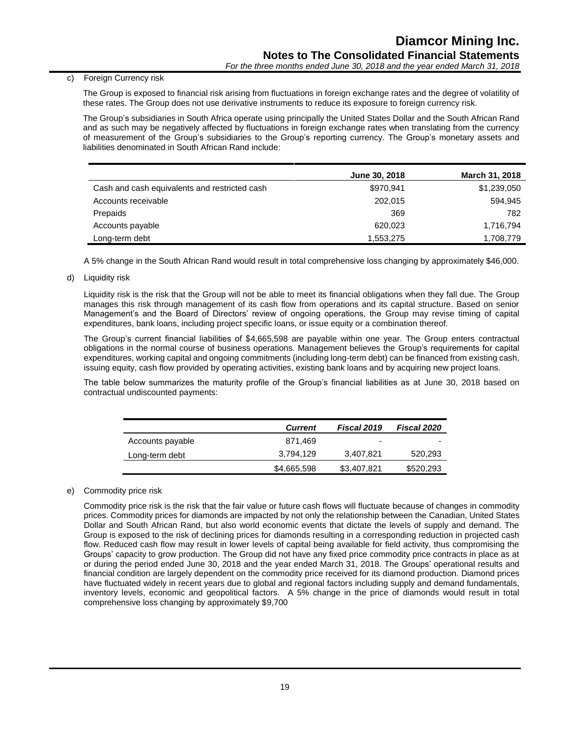c) Foreign Currency risk

The Group is exposed to financial risk arising from fluctuations in foreign exchange rates and the degree of volatility of these rates. The Group does not use derivative instruments to reduce its exposure to foreign currency risk.

The Group's subsidiaries in South Africa operate using principally the United States Dollar and the South African Rand and as such may be negatively affected by fluctuations in foreign exchange rates when translating from the currency of measurement of the Group's subsidiaries to the Group's reporting currency. The Group's monetary assets and liabilities denominated in South African Rand include:

| | June 30, 2018 | March 31, 2018 |
|---|---|---|
| Cash and cash equivalents and restricted cash | $970,941 | $1,239,050 |
| Accounts receivable | 202,015 | 594,945 |
| Prepaids | 369 | 782 |
| Accounts payable | 620,023 | 1,716,794 |
| Long-term debt | 1,553,275 | 1,708,779 |

A 5% change in the South African Rand would result in total comprehensive loss changing by approximately $46,000.

d) Liquidity risk

Liquidity risk is the risk that the Group will not be able to meet its financial obligations when they fall due. The Group manages this risk through management of its cash flow from operations and its capital structure. Based on senior Management's and the Board of Directors' review of ongoing operations, the Group may revise timing of capital expenditures, bank loans, including project specific loans, or issue equity or a combination thereof.

The Group's current financial liabilities of $4,665,598 are payable within one year. The Group enters contractual obligations in the normal course of business operations. Management believes the Group's requirements for capital expenditures, working capital and ongoing commitments (including long-term debt) can be financed from existing cash, issuing equity, cash flow provided by operating activities, existing bank loans and by acquiring new project loans.

The table below summarizes the maturity profile of the Group's financial liabilities as at June 30, 2018 based on contractual undiscounted payments:

| | *Current* | *Fiscal 2019* | *Fiscal 2020* |
|---|---|---|---|
| Accounts payable | 871,469 | - | - |
| Long-term debt | 3,794,129 | 3,407,821 | 520,293 |
| | $4,665,598 | $3,407,821 | $520,293 |

e) Commodity price risk

Commodity price risk is the risk that the fair value or future cash flows will fluctuate because of changes in commodity prices. Commodity prices for diamonds are impacted by not only the relationship between the Canadian, United States Dollar and South African Rand, but also world economic events that dictate the levels of supply and demand. The Group is exposed to the risk of declining prices for diamonds resulting in a corresponding reduction in projected cash flow. Reduced cash flow may result in lower levels of capital being available for field activity, thus compromising the Groups' capacity to grow production. The Group did not have any fixed price commodity price contracts in place as at or during the period ended June 30, 2018 and the year ended March 31, 2018. The Groups' operational results and financial condition are largely dependent on the commodity price received for its diamond production. Diamond prices have fluctuated widely in recent years due to global and regional factors including supply and demand fundamentals, inventory levels, economic and geopolitical factors. A 5% change in the price of diamonds would result in total comprehensive loss changing by approximately $9,700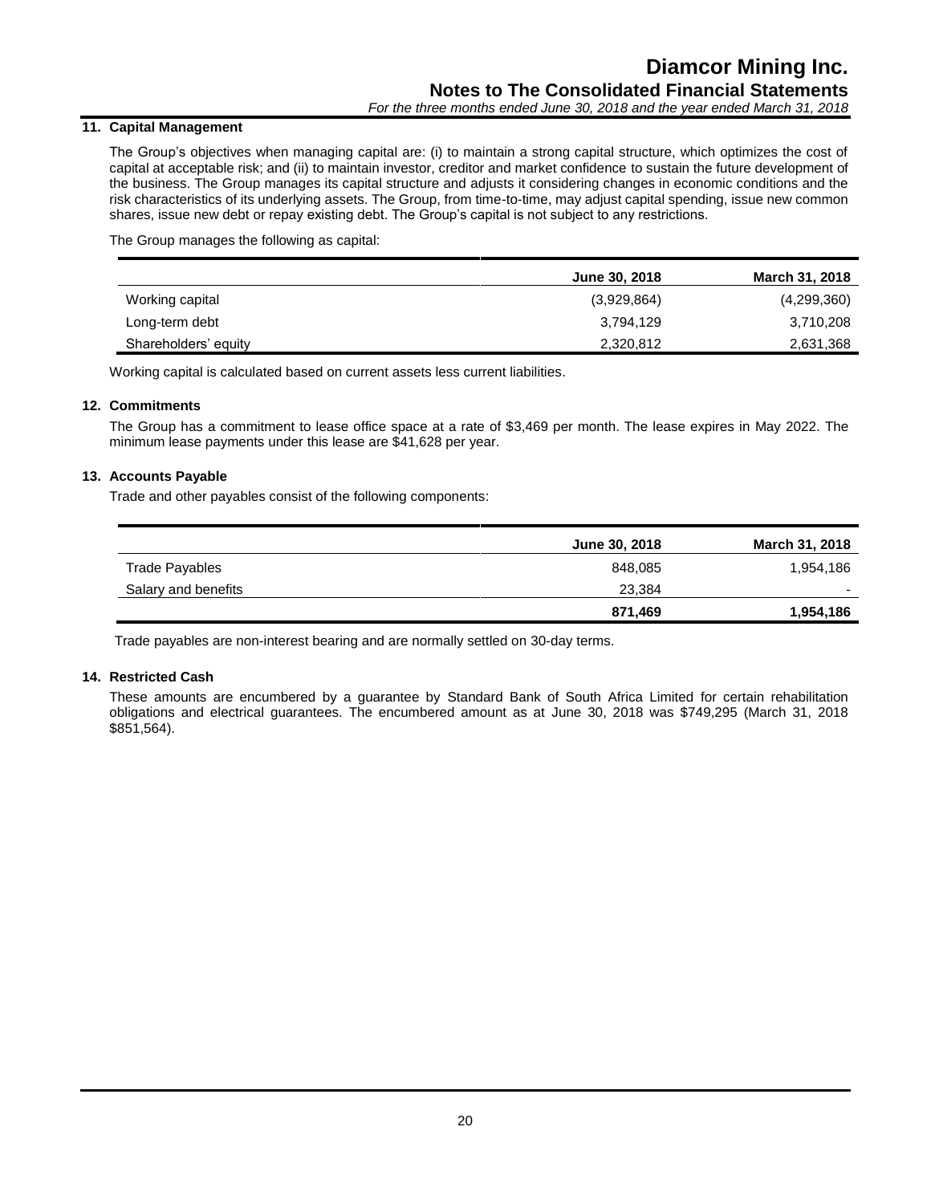## 11. Capital Management

The Group's objectives when managing capital are: (i) to maintain a strong capital structure, which optimizes the cost of capital at acceptable risk; and (ii) to maintain investor, creditor and market confidence to sustain the future development of the business. The Group manages its capital structure and adjusts it considering changes in economic conditions and the risk characteristics of its underlying assets. The Group, from time-to-time, may adjust capital spending, issue new common shares, issue new debt or repay existing debt. The Group's capital is not subject to any restrictions.

The Group manages the following as capital:

| | June 30, 2018 | March 31, 2018 |
|---|---|---|
| Working capital | (3,929,864) | (4,299,360) |
| Long-term debt | 3,794,129 | 3,710,208 |
| Shareholders' equity | 2,320,812 | 2,631,368 |

Working capital is calculated based on current assets less current liabilities.

## 12. Commitments

The Group has a commitment to lease office space at a rate of $3,469 per month. The lease expires in May 2022. The minimum lease payments under this lease are $41,628 per year.

## 13. Accounts Payable

Trade and other payables consist of the following components:

| | June 30, 2018 | March 31, 2018 |
|---|---|---|
| Trade Payables | 848,085 | 1,954,186 |
| Salary and benefits | 23,384 | - |
| | **871,469** | **1,954,186** |

Trade payables are non-interest bearing and are normally settled on 30-day terms.

## 14. Restricted Cash

These amounts are encumbered by a guarantee by Standard Bank of South Africa Limited for certain rehabilitation obligations and electrical guarantees. The encumbered amount as at June 30, 2018 was $749,295 (March 31, 2018 $851,564).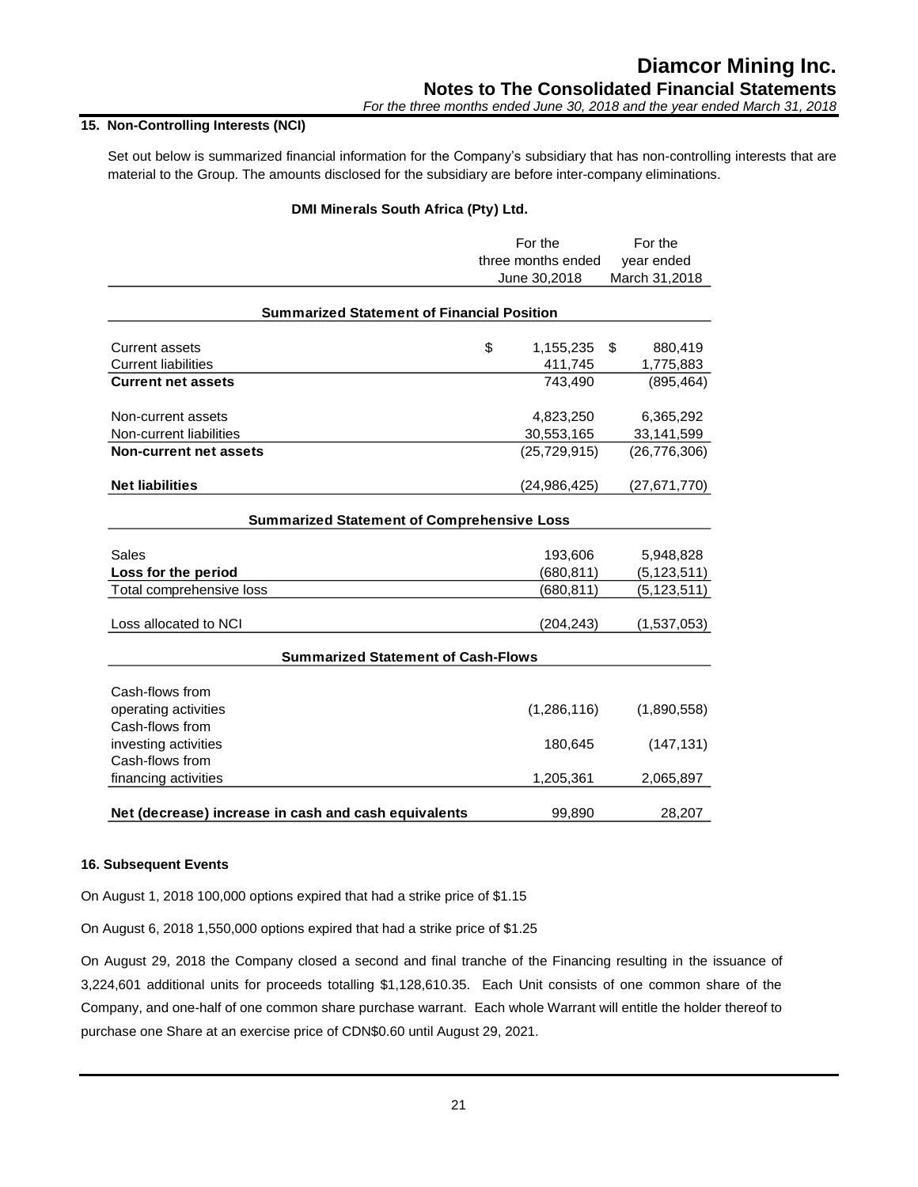## 15. Non-Controlling Interests (NCI)

Set out below is summarized financial information for the Company's subsidiary that has non-controlling interests that are material to the Group. The amounts disclosed for the subsidiary are before inter-company eliminations.

**DMI Minerals South Africa (Pty) Ltd.**

| | For the three months ended June 30,2018 | For the year ended March 31,2018 |
|---|---|---|
| **Summarized Statement of Financial Position** | | |
| Current assets | $ 1,155,235 | $ 880,419 |
| Current liabilities | 411,745 | 1,775,883 |
| **Current net assets** | 743,490 | (895,464) |
| Non-current assets | 4,823,250 | 6,365,292 |
| Non-current liabilities | 30,553,165 | 33,141,599 |
| **Non-current net assets** | (25,729,915) | (26,776,306) |
| **Net liabilities** | (24,986,425) | (27,671,770) |
| **Summarized Statement of Comprehensive Loss** | | |
| Sales | 193,606 | 5,948,828 |
| **Loss for the period** | (680,811) | (5,123,511) |
| Total comprehensive loss | (680,811) | (5,123,511) |
| Loss allocated to NCI | (204,243) | (1,537,053) |
| **Summarized Statement of Cash-Flows** | | |
| Cash-flows from operating activities | (1,286,116) | (1,890,558) |
| Cash-flows from investing activities | 180,645 | (147,131) |
| Cash-flows from financing activities | 1,205,361 | 2,065,897 |
| **Net (decrease) increase in cash and cash equivalents** | 99,890 | 28,207 |

## 16. Subsequent Events

On August 1, 2018 100,000 options expired that had a strike price of $1.15

On August 6, 2018 1,550,000 options expired that had a strike price of $1.25

On August 29, 2018 the Company closed a second and final tranche of the Financing resulting in the issuance of 3,224,601 additional units for proceeds totalling $1,128,610.35. Each Unit consists of one common share of the Company, and one-half of one common share purchase warrant. Each whole Warrant will entitle the holder thereof to purchase one Share at an exercise price of CDN$0.60 until August 29, 2021.